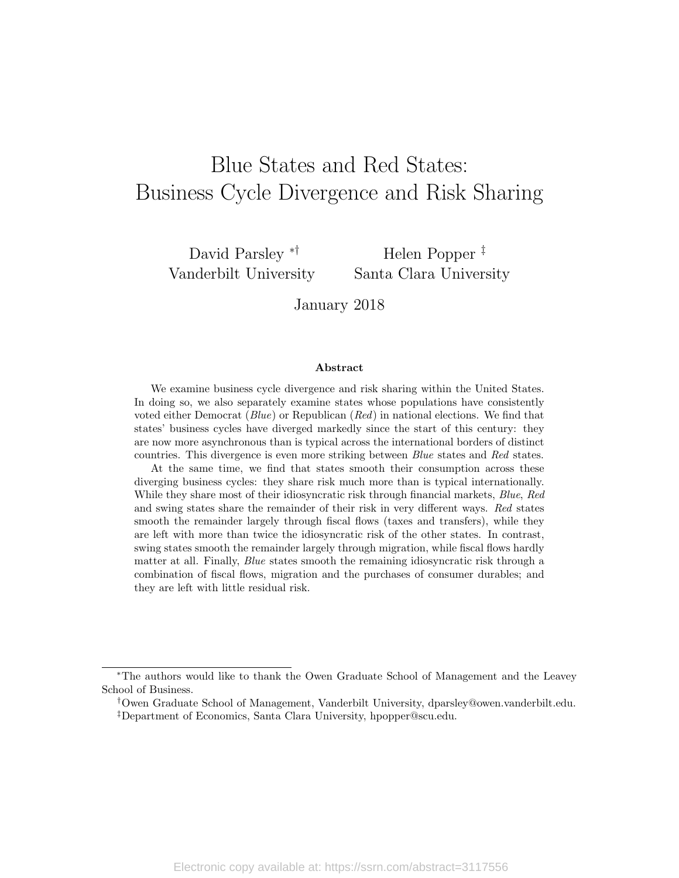# Blue States and Red States: Business Cycle Divergence and Risk Sharing

David Parsley [*,†]
Vanderbilt University

Helen Popper [‡]
Santa Clara University

January 2018

### Abstract

We examine business cycle divergence and risk sharing within the United States. In doing so, we also separately examine states whose populations have consistently voted either Democrat (*Blue*) or Republican (*Red*) in national elections. We find that states' business cycles have diverged markedly since the start of this century: they are now more asynchronous than is typical across the international borders of distinct countries. This divergence is even more striking between *Blue* states and *Red* states.

At the same time, we find that states smooth their consumption across these diverging business cycles: they share risk much more than is typical internationally. While they share most of their idiosyncratic risk through financial markets, *Blue*, *Red* and swing states share the remainder of their risk in very different ways. *Red* states smooth the remainder largely through fiscal flows (taxes and transfers), while they are left with more than twice the idiosyncratic risk of the other states. In contrast, swing states smooth the remainder largely through migration, while fiscal flows hardly matter at all. Finally, *Blue* states smooth the remaining idiosyncratic risk through a combination of fiscal flows, migration and the purchases of consumer durables; and they are left with little residual risk.

---

[*] The authors would like to thank the Owen Graduate School of Management and the Leavey School of Business.

[†] Owen Graduate School of Management, Vanderbilt University, dparsley@owen.vanderbilt.edu.

[‡] Department of Economics, Santa Clara University, hpopper@scu.edu.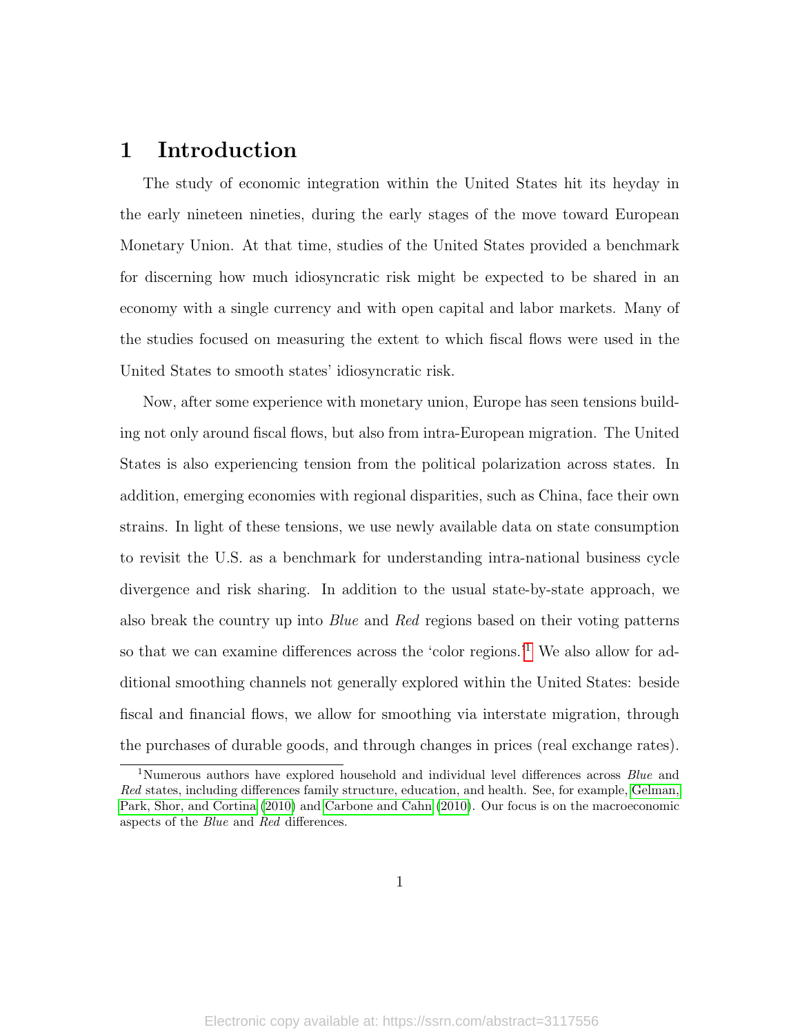# 1 Introduction

The study of economic integration within the United States hit its heyday in the early nineteen nineties, during the early stages of the move toward European Monetary Union. At that time, studies of the United States provided a benchmark for discerning how much idiosyncratic risk might be expected to be shared in an economy with a single currency and with open capital and labor markets. Many of the studies focused on measuring the extent to which fiscal flows were used in the United States to smooth states' idiosyncratic risk.

Now, after some experience with monetary union, Europe has seen tensions building not only around fiscal flows, but also from intra-European migration. The United States is also experiencing tension from the political polarization across states. In addition, emerging economies with regional disparities, such as China, face their own strains. In light of these tensions, we use newly available data on state consumption to revisit the U.S. as a benchmark for understanding intra-national business cycle divergence and risk sharing. In addition to the usual state-by-state approach, we also break the country up into *Blue* and *Red* regions based on their voting patterns so that we can examine differences across the 'color regions.'[1] We also allow for additional smoothing channels not generally explored within the United States: beside fiscal and financial flows, we allow for smoothing via interstate migration, through the purchases of durable goods, and through changes in prices (real exchange rates).

[1] Numerous authors have explored household and individual level differences across *Blue* and *Red* states, including differences family structure, education, and health. See, for example, Gelman, Park, Shor, and Cortina (2010) and Carbone and Cahn (2010). Our focus is on the macroeconomic aspects of the *Blue* and *Red* differences.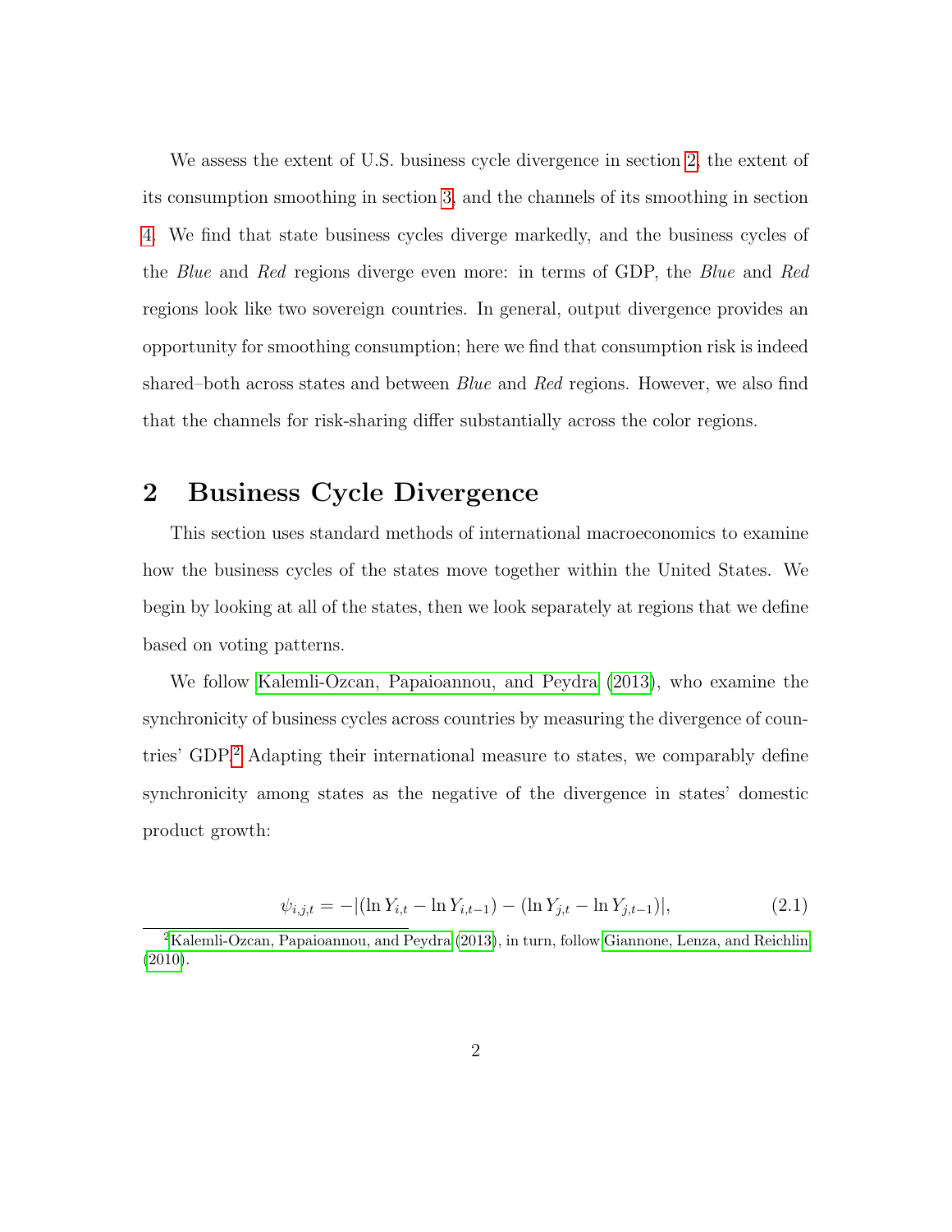We assess the extent of U.S. business cycle divergence in section 2, the extent of its consumption smoothing in section 3, and the channels of its smoothing in section 4. We find that state business cycles diverge markedly, and the business cycles of the *Blue* and *Red* regions diverge even more: in terms of GDP, the *Blue* and *Red* regions look like two sovereign countries. In general, output divergence provides an opportunity for smoothing consumption; here we find that consumption risk is indeed shared–both across states and between *Blue* and *Red* regions. However, we also find that the channels for risk-sharing differ substantially across the color regions.

## 2 Business Cycle Divergence

This section uses standard methods of international macroeconomics to examine how the business cycles of the states move together within the United States. We begin by looking at all of the states, then we look separately at regions that we define based on voting patterns.

We follow Kalemli-Ozcan, Papaioannou, and Peydra (2013), who examine the synchronicity of business cycles across countries by measuring the divergence of countries' GDP.[2] Adapting their international measure to states, we comparably define synchronicity among states as the negative of the divergence in states' domestic product growth:

$$\psi_{i,j,t} = -|(\ln Y_{i,t} - \ln Y_{i,t-1}) - (\ln Y_{j,t} - \ln Y_{j,t-1})|, \tag{2.1}$$

[2] Kalemli-Ozcan, Papaioannou, and Peydra (2013), in turn, follow Giannone, Lenza, and Reichlin (2010).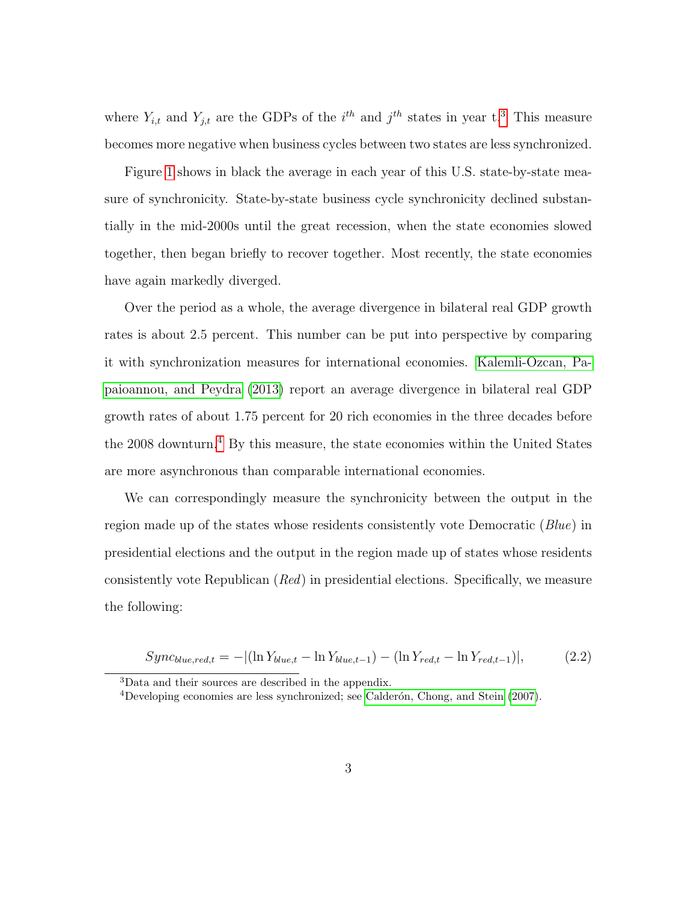where $Y_{i,t}$ and $Y_{j,t}$ are the GDPs of the $i^{th}$ and $j^{th}$ states in year t.[3] This measure becomes more negative when business cycles between two states are less synchronized.

Figure 1 shows in black the average in each year of this U.S. state-by-state measure of synchronicity. State-by-state business cycle synchronicity declined substantially in the mid-2000s until the great recession, when the state economies slowed together, then began briefly to recover together. Most recently, the state economies have again markedly diverged.

Over the period as a whole, the average divergence in bilateral real GDP growth rates is about 2.5 percent. This number can be put into perspective by comparing it with synchronization measures for international economies. Kalemli-Ozcan, Papaioannou, and Peydra (2013) report an average divergence in bilateral real GDP growth rates of about 1.75 percent for 20 rich economies in the three decades before the 2008 downturn.[4] By this measure, the state economies within the United States are more asynchronous than comparable international economies.

We can correspondingly measure the synchronicity between the output in the region made up of the states whose residents consistently vote Democratic (*Blue*) in presidential elections and the output in the region made up of states whose residents consistently vote Republican (*Red*) in presidential elections. Specifically, we measure the following:

$$Sync_{blue,red,t} = -|(\ln Y_{blue,t} - \ln Y_{blue,t-1}) - (\ln Y_{red,t} - \ln Y_{red,t-1})|, \tag{2.2}$$

[3] Data and their sources are described in the appendix.

[4] Developing economies are less synchronized; see Calderón, Chong, and Stein (2007).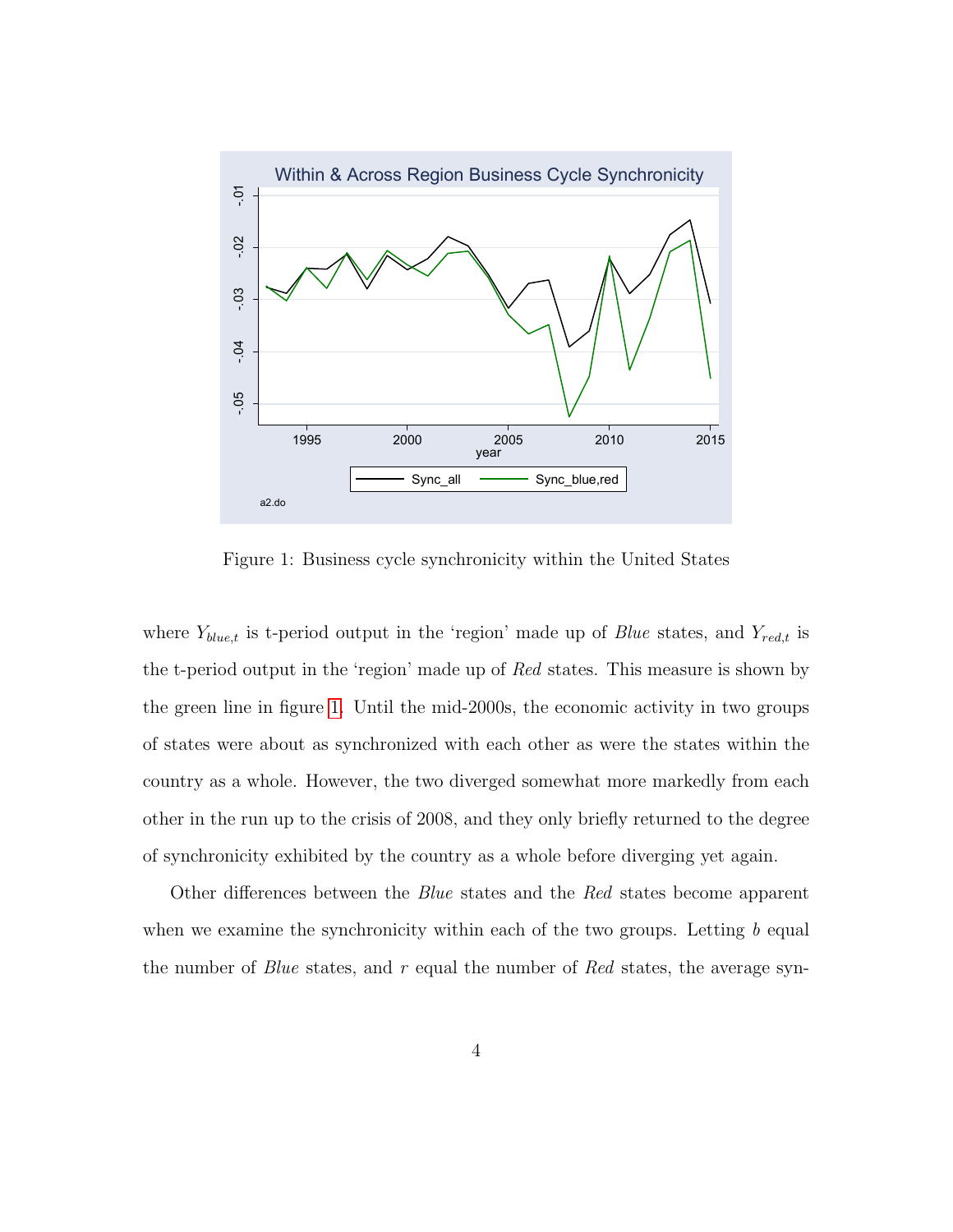Figure 1: Business cycle synchronicity within the United States

where $Y_{blue,t}$ is t-period output in the 'region' made up of *Blue* states, and $Y_{red,t}$ is the t-period output in the 'region' made up of *Red* states. This measure is shown by the green line in figure 1. Until the mid-2000s, the economic activity in two groups of states were about as synchronized with each other as were the states within the country as a whole. However, the two diverged somewhat more markedly from each other in the run up to the crisis of 2008, and they only briefly returned to the degree of synchronicity exhibited by the country as a whole before diverging yet again.

Other differences between the *Blue* states and the *Red* states become apparent when we examine the synchronicity within each of the two groups. Letting $b$ equal the number of *Blue* states, and $r$ equal the number of *Red* states, the average syn-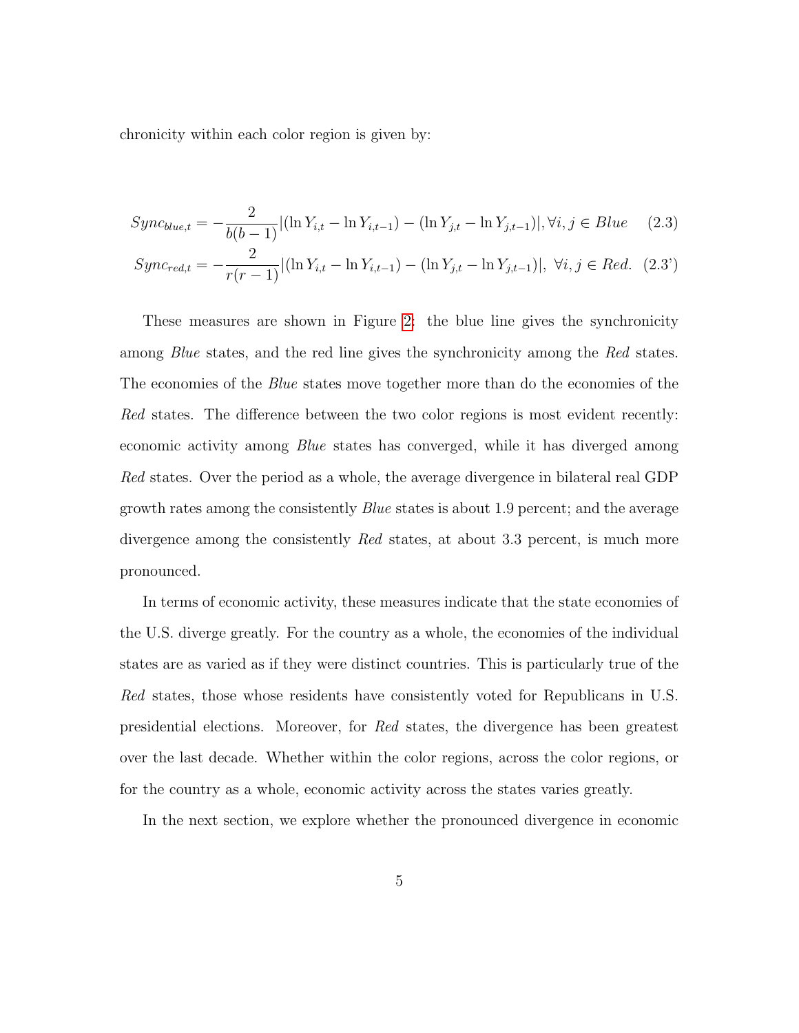chronicity within each color region is given by:

$$Sync_{blue,t} = -\frac{2}{b(b-1)}|(\ln Y_{i,t} - \ln Y_{i,t-1}) - (\ln Y_{j,t} - \ln Y_{j,t-1})|, \forall i,j \in Blue \quad (2.3)$$

$$Sync_{red,t} = -\frac{2}{r(r-1)}|(\ln Y_{i,t} - \ln Y_{i,t-1}) - (\ln Y_{j,t} - \ln Y_{j,t-1})|, \ \forall i,j \in Red. \quad (2.3')$$

These measures are shown in Figure 2: the blue line gives the synchronicity among *Blue* states, and the red line gives the synchronicity among the *Red* states. The economies of the *Blue* states move together more than do the economies of the *Red* states. The difference between the two color regions is most evident recently: economic activity among *Blue* states has converged, while it has diverged among *Red* states. Over the period as a whole, the average divergence in bilateral real GDP growth rates among the consistently *Blue* states is about 1.9 percent; and the average divergence among the consistently *Red* states, at about 3.3 percent, is much more pronounced.

In terms of economic activity, these measures indicate that the state economies of the U.S. diverge greatly. For the country as a whole, the economies of the individual states are as varied as if they were distinct countries. This is particularly true of the *Red* states, those whose residents have consistently voted for Republicans in U.S. presidential elections. Moreover, for *Red* states, the divergence has been greatest over the last decade. Whether within the color regions, across the color regions, or for the country as a whole, economic activity across the states varies greatly.

In the next section, we explore whether the pronounced divergence in economic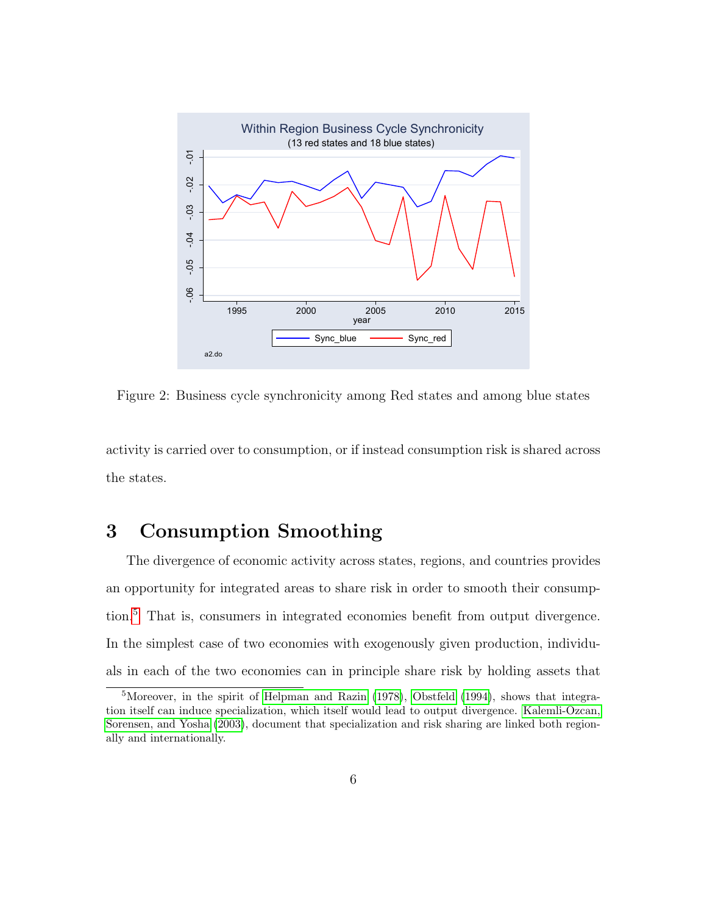Figure 2: Business cycle synchronicity among Red states and among blue states

activity is carried over to consumption, or if instead consumption risk is shared across the states.

# 3 Consumption Smoothing

The divergence of economic activity across states, regions, and countries provides an opportunity for integrated areas to share risk in order to smooth their consumption.[5] That is, consumers in integrated economies benefit from output divergence. In the simplest case of two economies with exogenously given production, individuals in each of the two economies can in principle share risk by holding assets that

[5] Moreover, in the spirit of Helpman and Razin (1978), Obstfeld (1994), shows that integration itself can induce specialization, which itself would lead to output divergence. Kalemli-Ozcan, Sorensen, and Yosha (2003), document that specialization and risk sharing are linked both regionally and internationally.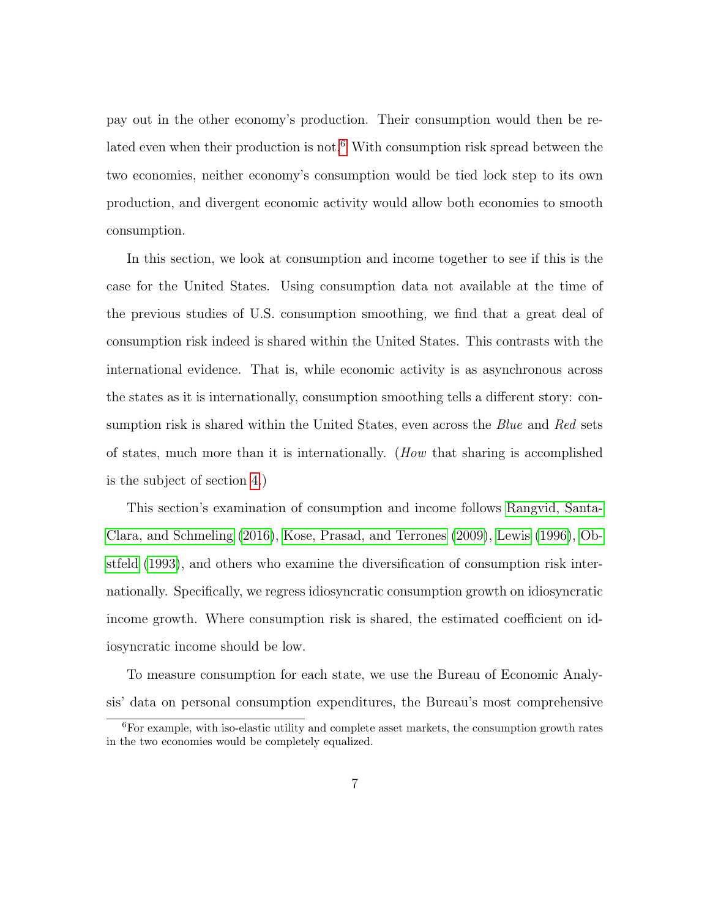pay out in the other economy's production. Their consumption would then be related even when their production is not.[6] With consumption risk spread between the two economies, neither economy's consumption would be tied lock step to its own production, and divergent economic activity would allow both economies to smooth consumption.

In this section, we look at consumption and income together to see if this is the case for the United States. Using consumption data not available at the time of the previous studies of U.S. consumption smoothing, we find that a great deal of consumption risk indeed is shared within the United States. This contrasts with the international evidence. That is, while economic activity is as asynchronous across the states as it is internationally, consumption smoothing tells a different story: consumption risk is shared within the United States, even across the *Blue* and *Red* sets of states, much more than it is internationally. (*How* that sharing is accomplished is the subject of section 4.)

This section's examination of consumption and income follows Rangvid, Santa-Clara, and Schmeling (2016), Kose, Prasad, and Terrones (2009), Lewis (1996), Obstfeld (1993), and others who examine the diversification of consumption risk internationally. Specifically, we regress idiosyncratic consumption growth on idiosyncratic income growth. Where consumption risk is shared, the estimated coefficient on idiosyncratic income should be low.

To measure consumption for each state, we use the Bureau of Economic Analysis' data on personal consumption expenditures, the Bureau's most comprehensive

[6] For example, with iso-elastic utility and complete asset markets, the consumption growth rates in the two economies would be completely equalized.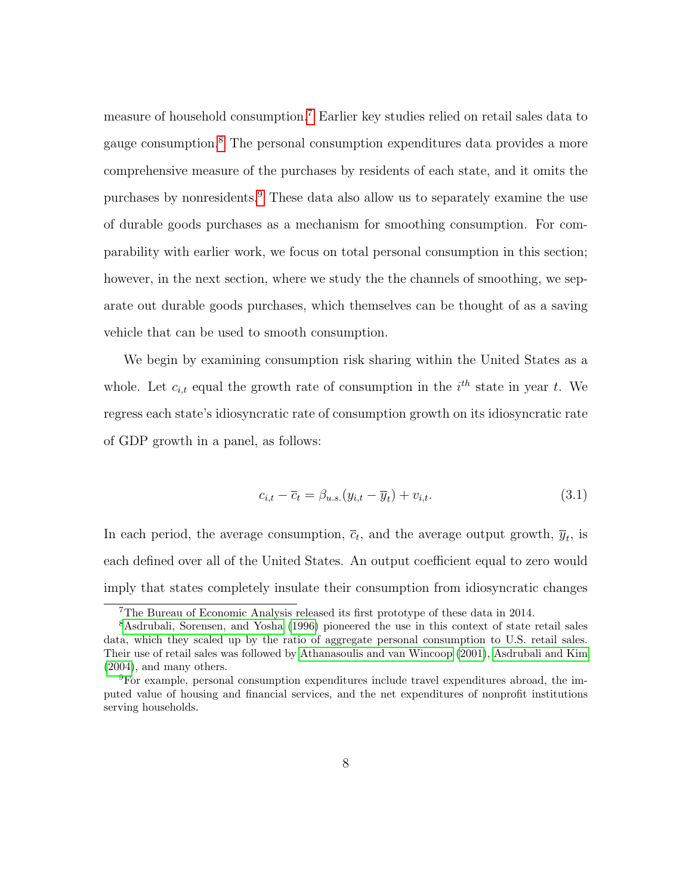measure of household consumption.[7] Earlier key studies relied on retail sales data to gauge consumption.[8] The personal consumption expenditures data provides a more comprehensive measure of the purchases by residents of each state, and it omits the purchases by nonresidents.[9] These data also allow us to separately examine the use of durable goods purchases as a mechanism for smoothing consumption. For comparability with earlier work, we focus on total personal consumption in this section; however, in the next section, where we study the the channels of smoothing, we separate out durable goods purchases, which themselves can be thought of as a saving vehicle that can be used to smooth consumption.

We begin by examining consumption risk sharing within the United States as a whole. Let $c_{i,t}$ equal the growth rate of consumption in the $i^{th}$ state in year $t$. We regress each state's idiosyncratic rate of consumption growth on its idiosyncratic rate of GDP growth in a panel, as follows:

$$c_{i,t} - \overline{c}_t = \beta_{u.s.}(y_{i,t} - \overline{y}_t) + v_{i,t}. \tag{3.1}$$

In each period, the average consumption, $\overline{c}_t$, and the average output growth, $\overline{y}_t$, is each defined over all of the United States. An output coefficient equal to zero would imply that states completely insulate their consumption from idiosyncratic changes

[7] The Bureau of Economic Analysis released its first prototype of these data in 2014.

[8] Asdrubali, Sorensen, and Yosha (1996) pioneered the use in this context of state retail sales data, which they scaled up by the ratio of aggregate personal consumption to U.S. retail sales. Their use of retail sales was followed by Athanasoulis and van Wincoop (2001), Asdrubali and Kim (2004), and many others.

[9] For example, personal consumption expenditures include travel expenditures abroad, the imputed value of housing and financial services, and the net expenditures of nonprofit institutions serving households.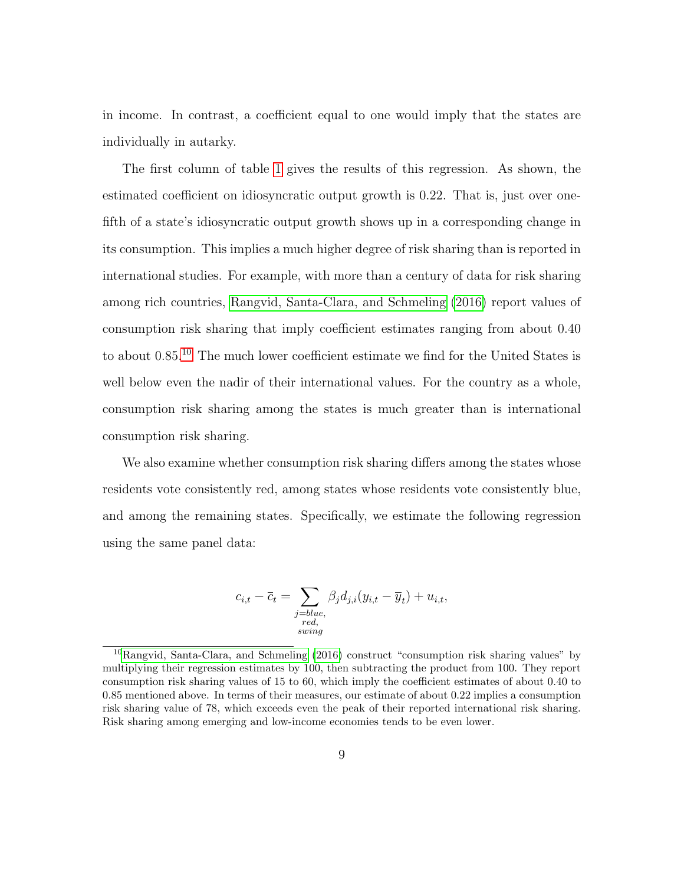in income. In contrast, a coefficient equal to one would imply that the states are individually in autarky.

The first column of table 1 gives the results of this regression. As shown, the estimated coefficient on idiosyncratic output growth is 0.22. That is, just over one-fifth of a state's idiosyncratic output growth shows up in a corresponding change in its consumption. This implies a much higher degree of risk sharing than is reported in international studies. For example, with more than a century of data for risk sharing among rich countries, Rangvid, Santa-Clara, and Schmeling (2016) report values of consumption risk sharing that imply coefficient estimates ranging from about 0.40 to about 0.85.[10] The much lower coefficient estimate we find for the United States is well below even the nadir of their international values. For the country as a whole, consumption risk sharing among the states is much greater than is international consumption risk sharing.

We also examine whether consumption risk sharing differs among the states whose residents vote consistently red, among states whose residents vote consistently blue, and among the remaining states. Specifically, we estimate the following regression using the same panel data:

$$c_{i,t} - \overline{c}_t = \sum_{\substack{j=blue,\\ red,\\ swing}} \beta_j d_{j,i}(y_{i,t} - \overline{y}_t) + u_{i,t},$$

[10] Rangvid, Santa-Clara, and Schmeling (2016) construct "consumption risk sharing values" by multiplying their regression estimates by 100, then subtracting the product from 100. They report consumption risk sharing values of 15 to 60, which imply the coefficient estimates of about 0.40 to 0.85 mentioned above. In terms of their measures, our estimate of about 0.22 implies a consumption risk sharing value of 78, which exceeds even the peak of their reported international risk sharing. Risk sharing among emerging and low-income economies tends to be even lower.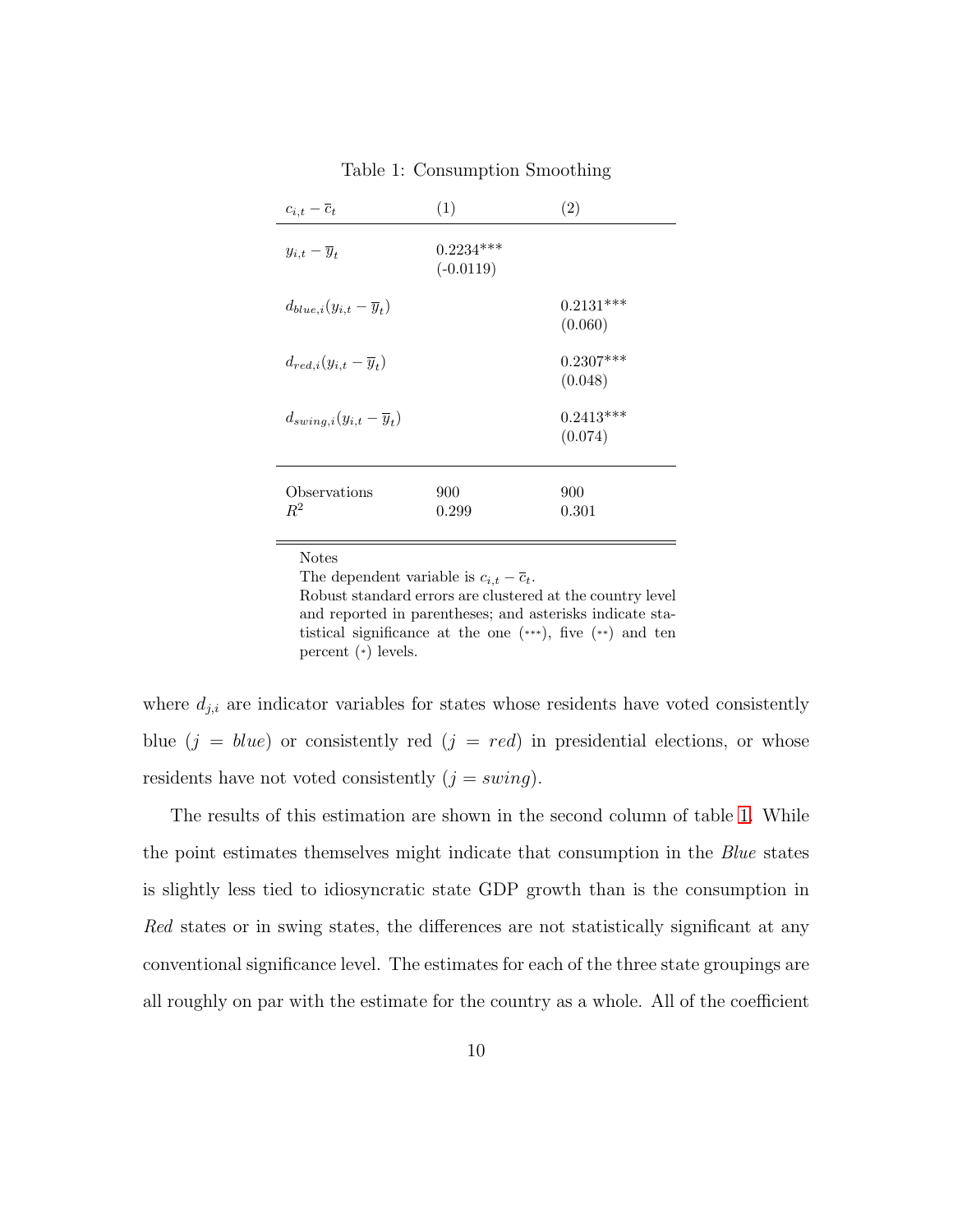Table 1: Consumption Smoothing

| $c_{i,t} - \overline{c}_t$ | (1) | (2) |
|---|---|---|
| $y_{i,t} - \overline{y}_t$ | 0.2234*** | |
| | (-0.0119) | |
| $d_{blue,i}(y_{i,t} - \overline{y}_t)$ | | 0.2131*** |
| | | (0.060) |
| $d_{red,i}(y_{i,t} - \overline{y}_t)$ | | 0.2307*** |
| | | (0.048) |
| $d_{swing,i}(y_{i,t} - \overline{y}_t)$ | | 0.2413*** |
| | | (0.074) |
| Observations | 900 | 900 |
| $R^2$ | 0.299 | 0.301 |

Notes
The dependent variable is $c_{i,t} - \overline{c}_t$.
Robust standard errors are clustered at the country level and reported in parentheses; and asterisks indicate statistical significance at the one (***), five (**) and ten percent (*) levels.

where $d_{j,i}$ are indicator variables for states whose residents have voted consistently blue ($j = blue$) or consistently red ($j = red$) in presidential elections, or whose residents have not voted consistently ($j = swing$).

The results of this estimation are shown in the second column of table 1. While the point estimates themselves might indicate that consumption in the *Blue* states is slightly less tied to idiosyncratic state GDP growth than is the consumption in *Red* states or in swing states, the differences are not statistically significant at any conventional significance level. The estimates for each of the three state groupings are all roughly on par with the estimate for the country as a whole. All of the coefficient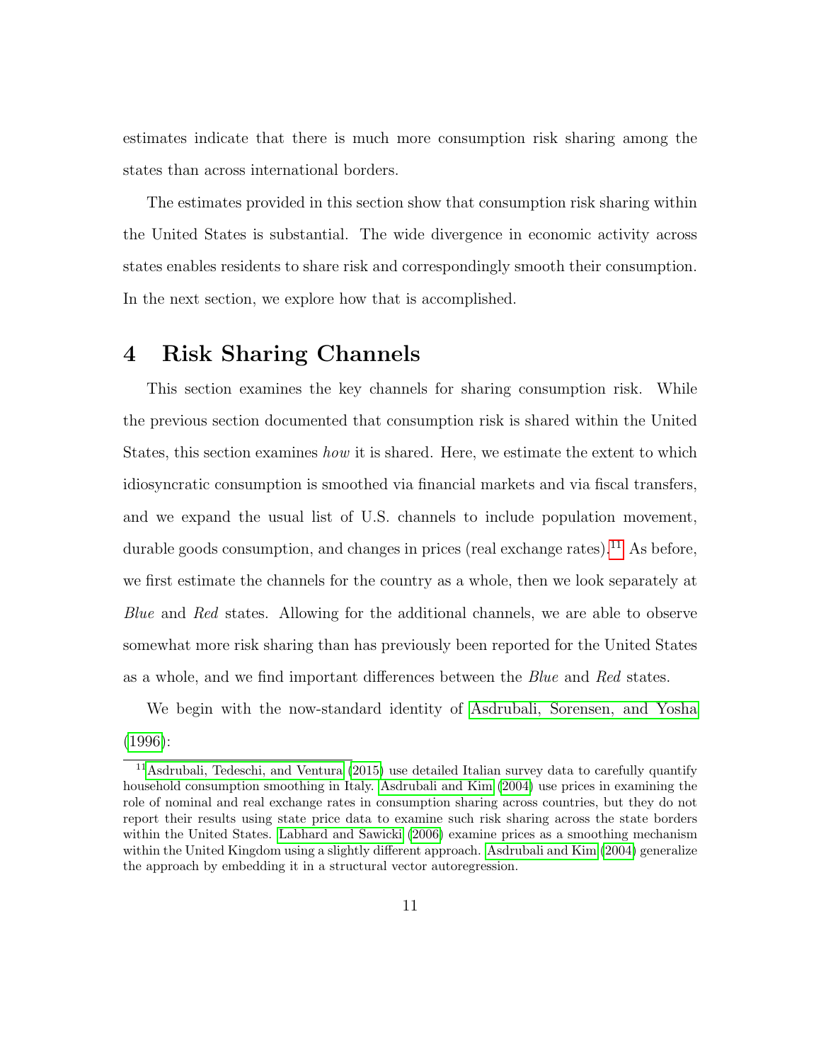estimates indicate that there is much more consumption risk sharing among the states than across international borders.

The estimates provided in this section show that consumption risk sharing within the United States is substantial. The wide divergence in economic activity across states enables residents to share risk and correspondingly smooth their consumption. In the next section, we explore how that is accomplished.

# 4 Risk Sharing Channels

This section examines the key channels for sharing consumption risk. While the previous section documented that consumption risk is shared within the United States, this section examines *how* it is shared. Here, we estimate the extent to which idiosyncratic consumption is smoothed via financial markets and via fiscal transfers, and we expand the usual list of U.S. channels to include population movement, durable goods consumption, and changes in prices (real exchange rates).[11] As before, we first estimate the channels for the country as a whole, then we look separately at *Blue* and *Red* states. Allowing for the additional channels, we are able to observe somewhat more risk sharing than has previously been reported for the United States as a whole, and we find important differences between the *Blue* and *Red* states.

We begin with the now-standard identity of Asdrubali, Sorensen, and Yosha (1996):

[11] Asdrubali, Tedeschi, and Ventura (2015) use detailed Italian survey data to carefully quantify household consumption smoothing in Italy. Asdrubali and Kim (2004) use prices in examining the role of nominal and real exchange rates in consumption sharing across countries, but they do not report their results using state price data to examine such risk sharing across the state borders within the United States. Labhard and Sawicki (2006) examine prices as a smoothing mechanism within the United Kingdom using a slightly different approach. Asdrubali and Kim (2004) generalize the approach by embedding it in a structural vector autoregression.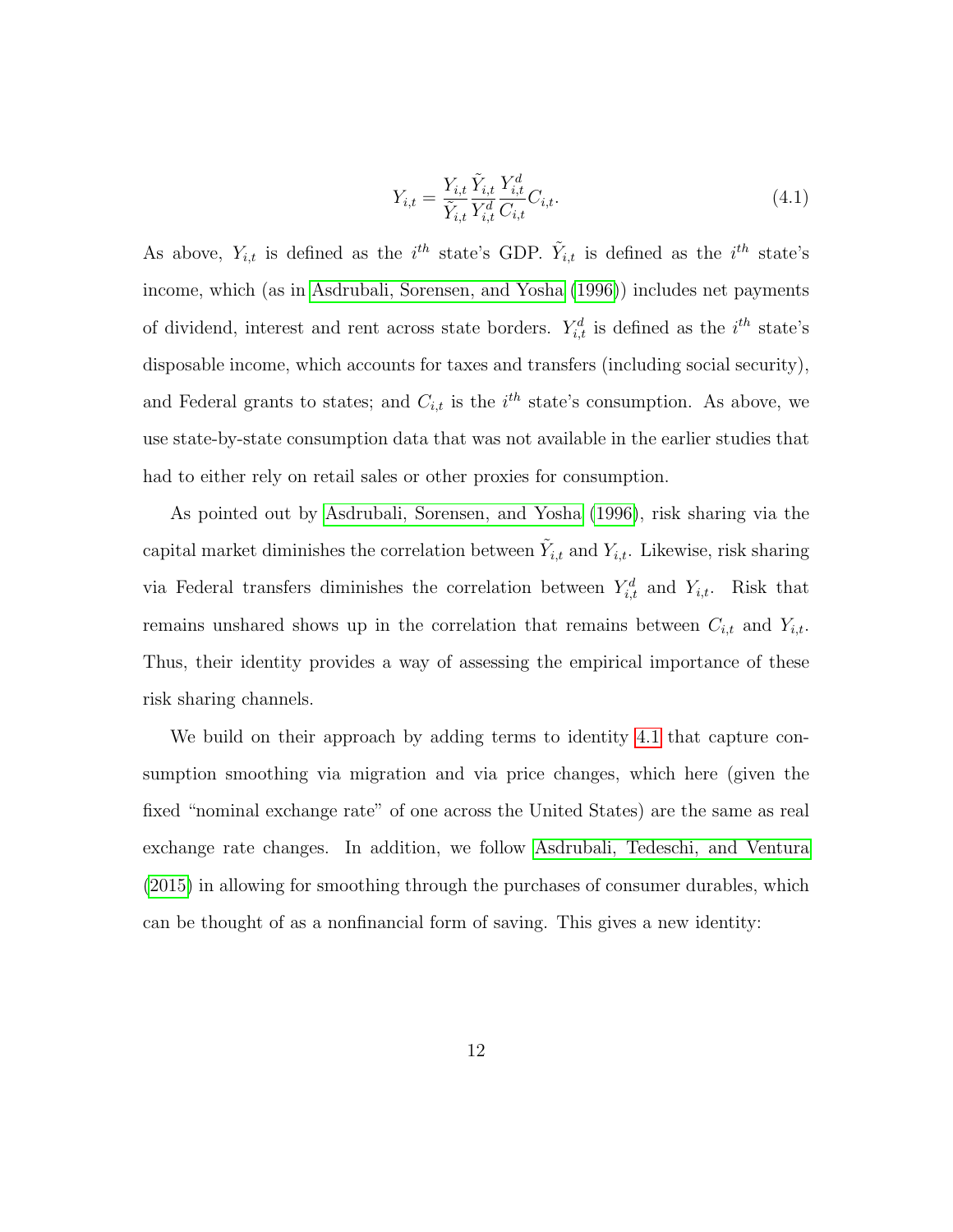$$Y_{i,t} = \frac{Y_{i,t}}{\tilde{Y}_{i,t}} \frac{\tilde{Y}_{i,t}}{Y^d_{i,t}} \frac{Y^d_{i,t}}{C_{i,t}} C_{i,t}. \tag{4.1}$$

As above, $Y_{i,t}$ is defined as the $i^{th}$ state's GDP. $\tilde{Y}_{i,t}$ is defined as the $i^{th}$ state's income, which (as in Asdrubali, Sorensen, and Yosha (1996)) includes net payments of dividend, interest and rent across state borders. $Y^d_{i,t}$ is defined as the $i^{th}$ state's disposable income, which accounts for taxes and transfers (including social security), and Federal grants to states; and $C_{i,t}$ is the $i^{th}$ state's consumption. As above, we use state-by-state consumption data that was not available in the earlier studies that had to either rely on retail sales or other proxies for consumption.

As pointed out by Asdrubali, Sorensen, and Yosha (1996), risk sharing via the capital market diminishes the correlation between $\tilde{Y}_{i,t}$ and $Y_{i,t}$. Likewise, risk sharing via Federal transfers diminishes the correlation between $Y^d_{i,t}$ and $Y_{i,t}$. Risk that remains unshared shows up in the correlation that remains between $C_{i,t}$ and $Y_{i,t}$. Thus, their identity provides a way of assessing the empirical importance of these risk sharing channels.

We build on their approach by adding terms to identity 4.1 that capture consumption smoothing via migration and via price changes, which here (given the fixed "nominal exchange rate" of one across the United States) are the same as real exchange rate changes. In addition, we follow Asdrubali, Tedeschi, and Ventura (2015) in allowing for smoothing through the purchases of consumer durables, which can be thought of as a nonfinancial form of saving. This gives a new identity: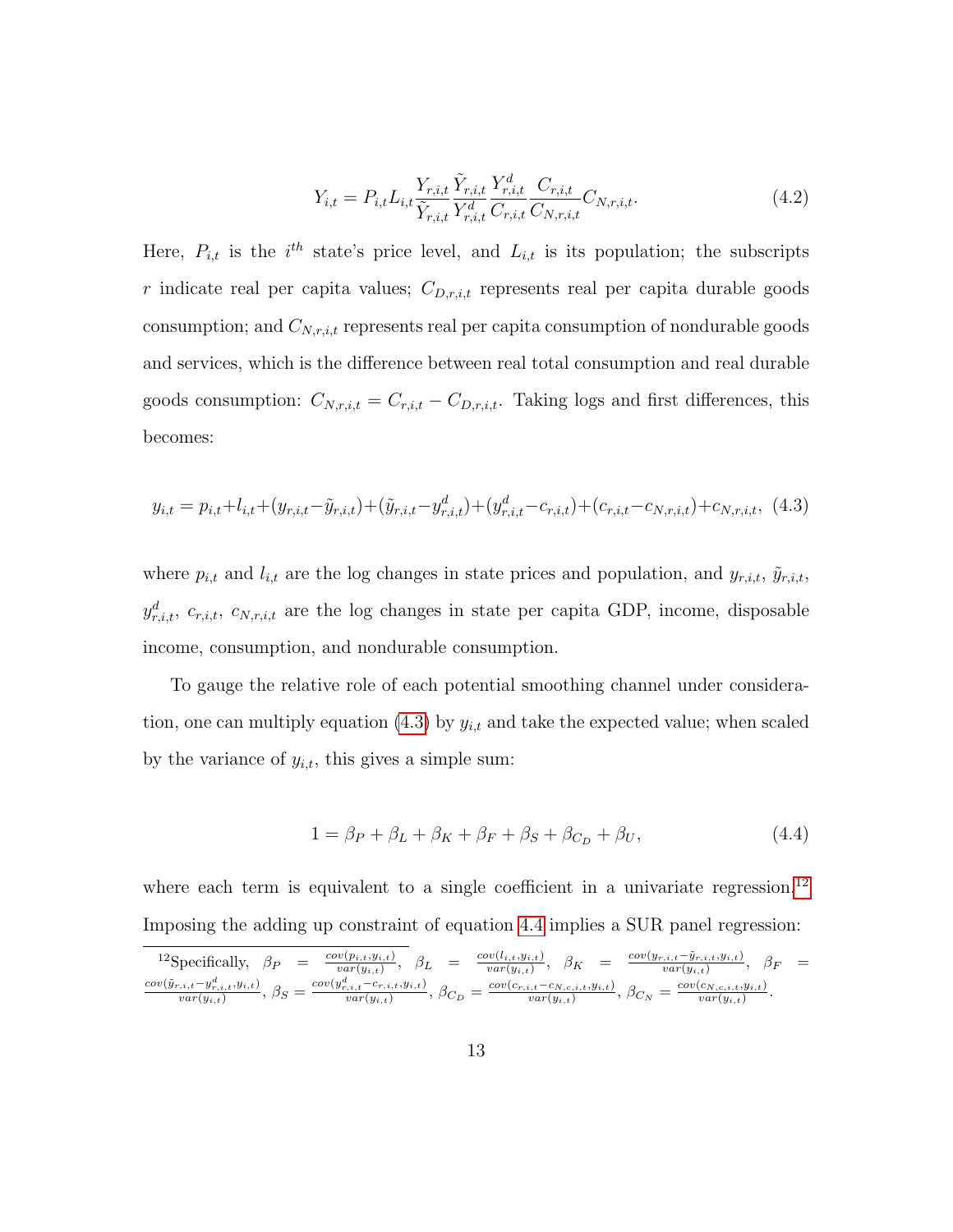$$Y_{i,t} = P_{i,t} L_{i,t} \frac{Y_{r,i,t}}{\tilde{Y}_{r,i,t}} \frac{\tilde{Y}_{r,i,t}}{Y^d_{r,i,t}} \frac{Y^d_{r,i,t}}{C_{r,i,t}} \frac{C_{r,i,t}}{C_{N,r,i,t}} C_{N,r,i,t}. \tag{4.2}$$

Here, $P_{i,t}$ is the $i^{th}$ state's price level, and $L_{i,t}$ is its population; the subscripts $r$ indicate real per capita values; $C_{D,r,i,t}$ represents real per capita durable goods consumption; and $C_{N,r,i,t}$ represents real per capita consumption of nondurable goods and services, which is the difference between real total consumption and real durable goods consumption: $C_{N,r,i,t} = C_{r,i,t} - C_{D,r,i,t}$. Taking logs and first differences, this becomes:

$$y_{i,t} = p_{i,t} + l_{i,t} + (y_{r,i,t} - \tilde{y}_{r,i,t}) + (\tilde{y}_{r,i,t} - y^d_{r,i,t}) + (y^d_{r,i,t} - c_{r,i,t}) + (c_{r,i,t} - c_{N,r,i,t}) + c_{N,r,i,t}, \tag{4.3}$$

where $p_{i,t}$ and $l_{i,t}$ are the log changes in state prices and population, and $y_{r,i,t}$, $\tilde{y}_{r,i,t}$, $y^d_{r,i,t}$, $c_{r,i,t}$, $c_{N,r,i,t}$ are the log changes in state per capita GDP, income, disposable income, consumption, and nondurable consumption.

To gauge the relative role of each potential smoothing channel under consideration, one can multiply equation (4.3) by $y_{i,t}$ and take the expected value; when scaled by the variance of $y_{i,t}$, this gives a simple sum:

$$1 = \beta_P + \beta_L + \beta_K + \beta_F + \beta_S + \beta_{C_D} + \beta_U, \tag{4.4}$$

where each term is equivalent to a single coefficient in a univariate regression.[12] Imposing the adding up constraint of equation 4.4 implies a SUR panel regression:

[12] Specifically, $\beta_P = \frac{cov(p_{i,t}, y_{i,t})}{var(y_{i,t})}$, $\beta_L = \frac{cov(l_{i,t}, y_{i,t})}{var(y_{i,t})}$, $\beta_K = \frac{cov(y_{r,i,t} - \tilde{y}_{r,i,t}, y_{i,t})}{var(y_{i,t})}$, $\beta_F = \frac{cov(\tilde{y}_{r,i,t} - y^d_{r,i,t}, y_{i,t})}{var(y_{i,t})}$, $\beta_S = \frac{cov(y^d_{r,i,t} - c_{r,i,t}, y_{i,t})}{var(y_{i,t})}$, $\beta_{C_D} = \frac{cov(c_{r,i,t} - c_{N,c,i,t}, y_{i,t})}{var(y_{i,t})}$, $\beta_{C_N} = \frac{cov(c_{N,c,i,t}, y_{i,t})}{var(y_{i,t})}$.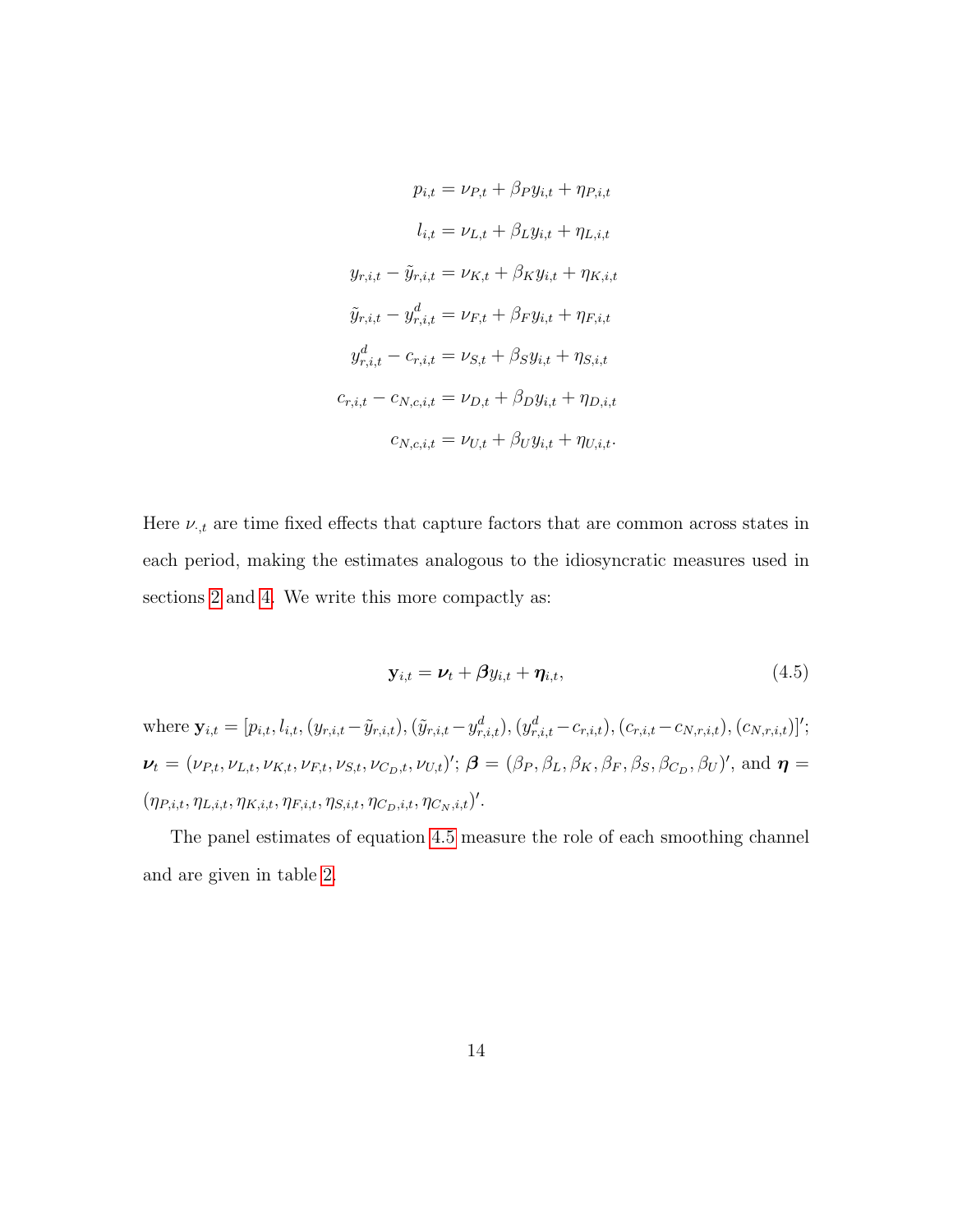$$
\begin{aligned}
p_{i,t} &= \nu_{P,t} + \beta_P y_{i,t} + \eta_{P,i,t} \\
l_{i,t} &= \nu_{L,t} + \beta_L y_{i,t} + \eta_{L,i,t} \\
y_{r,i,t} - \tilde{y}_{r,i,t} &= \nu_{K,t} + \beta_K y_{i,t} + \eta_{K,i,t} \\
\tilde{y}_{r,i,t} - y^d_{r,i,t} &= \nu_{F,t} + \beta_F y_{i,t} + \eta_{F,i,t} \\
y^d_{r,i,t} - c_{r,i,t} &= \nu_{S,t} + \beta_S y_{i,t} + \eta_{S,i,t} \\
c_{r,i,t} - c_{N,c,i,t} &= \nu_{D,t} + \beta_D y_{i,t} + \eta_{D,i,t} \\
c_{N,c,i,t} &= \nu_{U,t} + \beta_U y_{i,t} + \eta_{U,i,t}.
\end{aligned}
$$

Here $\nu_{.,t}$ are time fixed effects that capture factors that are common across states in each period, making the estimates analogous to the idiosyncratic measures used in sections 2 and 4. We write this more compactly as:

$$
\mathbf{y}_{i,t} = \boldsymbol{\nu}_t + \boldsymbol{\beta} y_{i,t} + \boldsymbol{\eta}_{i,t}, \tag{4.5}
$$

where $\mathbf{y}_{i,t} = [p_{i,t}, l_{i,t}, (y_{r,i,t} - \tilde{y}_{r,i,t}), (\tilde{y}_{r,i,t} - y^d_{r,i,t}), (y^d_{r,i,t} - c_{r,i,t}), (c_{r,i,t} - c_{N,r,i,t}), (c_{N,r,i,t})]'$; $\boldsymbol{\nu}_t = (\nu_{P,t}, \nu_{L,t}, \nu_{K,t}, \nu_{F,t}, \nu_{S,t}, \nu_{C_D,t}, \nu_{U,t})'$; $\boldsymbol{\beta} = (\beta_P, \beta_L, \beta_K, \beta_F, \beta_S, \beta_{C_D}, \beta_U)'$, and $\boldsymbol{\eta} = (\eta_{P,i,t}, \eta_{L,i,t}, \eta_{K,i,t}, \eta_{F,i,t}, \eta_{S,i,t}, \eta_{C_D,i,t}, \eta_{C_N,i,t})'$.

The panel estimates of equation 4.5 measure the role of each smoothing channel and are given in table 2.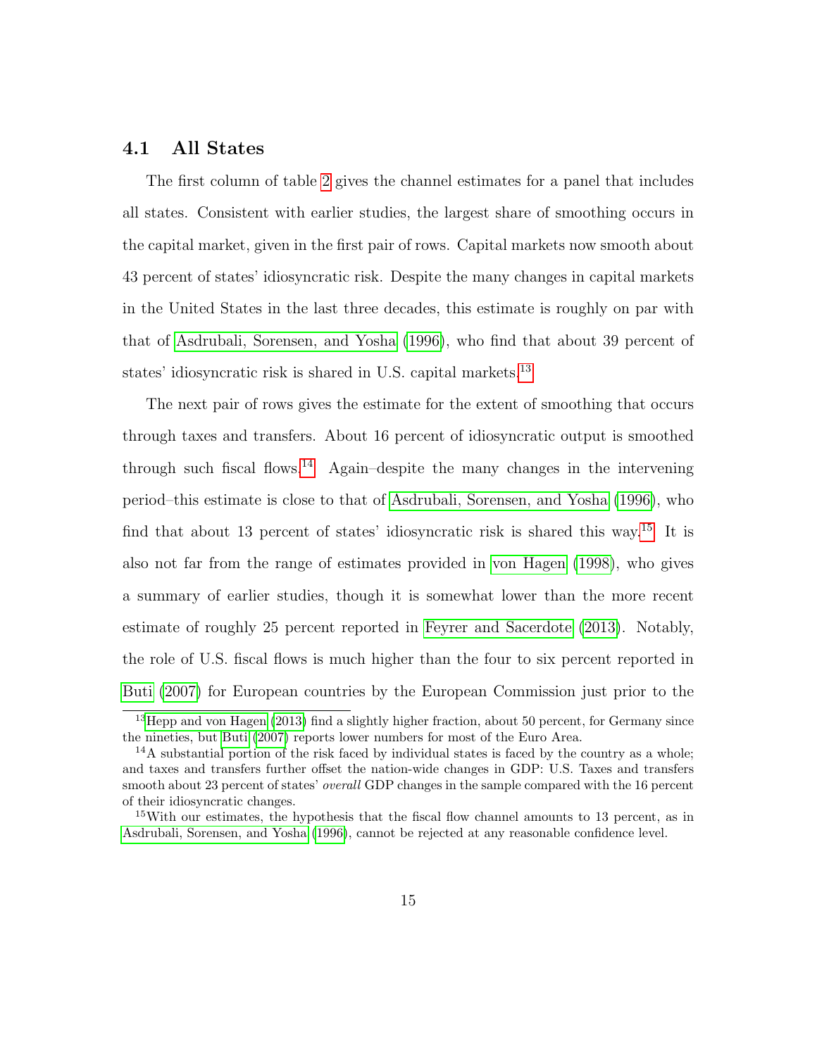## 4.1 All States

The first column of table 2 gives the channel estimates for a panel that includes all states. Consistent with earlier studies, the largest share of smoothing occurs in the capital market, given in the first pair of rows. Capital markets now smooth about 43 percent of states' idiosyncratic risk. Despite the many changes in capital markets in the United States in the last three decades, this estimate is roughly on par with that of Asdrubali, Sorensen, and Yosha (1996), who find that about 39 percent of states' idiosyncratic risk is shared in U.S. capital markets.[13]

The next pair of rows gives the estimate for the extent of smoothing that occurs through taxes and transfers. About 16 percent of idiosyncratic output is smoothed through such fiscal flows.[14] Again–despite the many changes in the intervening period–this estimate is close to that of Asdrubali, Sorensen, and Yosha (1996), who find that about 13 percent of states' idiosyncratic risk is shared this way.[15] It is also not far from the range of estimates provided in von Hagen (1998), who gives a summary of earlier studies, though it is somewhat lower than the more recent estimate of roughly 25 percent reported in Feyrer and Sacerdote (2013). Notably, the role of U.S. fiscal flows is much higher than the four to six percent reported in Buti (2007) for European countries by the European Commission just prior to the

[13] Hepp and von Hagen (2013) find a slightly higher fraction, about 50 percent, for Germany since the nineties, but Buti (2007) reports lower numbers for most of the Euro Area.

[14] A substantial portion of the risk faced by individual states is faced by the country as a whole; and taxes and transfers further offset the nation-wide changes in GDP: U.S. Taxes and transfers smooth about 23 percent of states' *overall* GDP changes in the sample compared with the 16 percent of their idiosyncratic changes.

[15] With our estimates, the hypothesis that the fiscal flow channel amounts to 13 percent, as in Asdrubali, Sorensen, and Yosha (1996), cannot be rejected at any reasonable confidence level.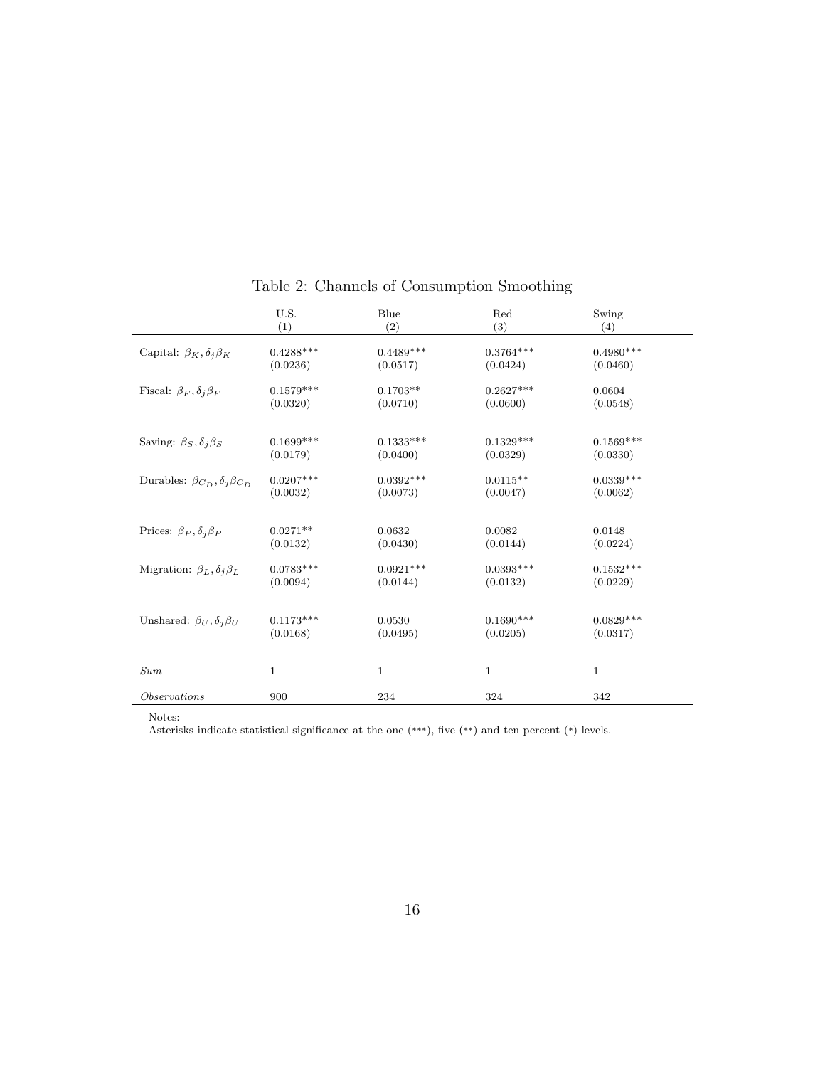Table 2: Channels of Consumption Smoothing

| | U.S. (1) | Blue (2) | Red (3) | Swing (4) |
|---|---|---|---|---|
| Capital: $\beta_K, \delta_j \beta_K$ | 0.4288*** | 0.4489*** | 0.3764*** | 0.4980*** |
| | (0.0236) | (0.0517) | (0.0424) | (0.0460) |
| Fiscal: $\beta_F, \delta_j \beta_F$ | 0.1579*** | 0.1703** | 0.2627*** | 0.0604 |
| | (0.0320) | (0.0710) | (0.0600) | (0.0548) |
| Saving: $\beta_S, \delta_j \beta_S$ | 0.1699*** | 0.1333*** | 0.1329*** | 0.1569*** |
| | (0.0179) | (0.0400) | (0.0329) | (0.0330) |
| Durables: $\beta_{C_D}, \delta_j \beta_{C_D}$ | 0.0207*** | 0.0392*** | 0.0115** | 0.0339*** |
| | (0.0032) | (0.0073) | (0.0047) | (0.0062) |
| Prices: $\beta_P, \delta_j \beta_P$ | 0.0271** | 0.0632 | 0.0082 | 0.0148 |
| | (0.0132) | (0.0430) | (0.0144) | (0.0224) |
| Migration: $\beta_L, \delta_j \beta_L$ | 0.0783*** | 0.0921*** | 0.0393*** | 0.1532*** |
| | (0.0094) | (0.0144) | (0.0132) | (0.0229) |
| Unshared: $\beta_U, \delta_j \beta_U$ | 0.1173*** | 0.0530 | 0.1690*** | 0.0829*** |
| | (0.0168) | (0.0495) | (0.0205) | (0.0317) |
| *Sum* | 1 | 1 | 1 | 1 |
| *Observations* | 900 | 234 | 324 | 342 |

Notes:
Asterisks indicate statistical significance at the one (***), five (**) and ten percent (*) levels.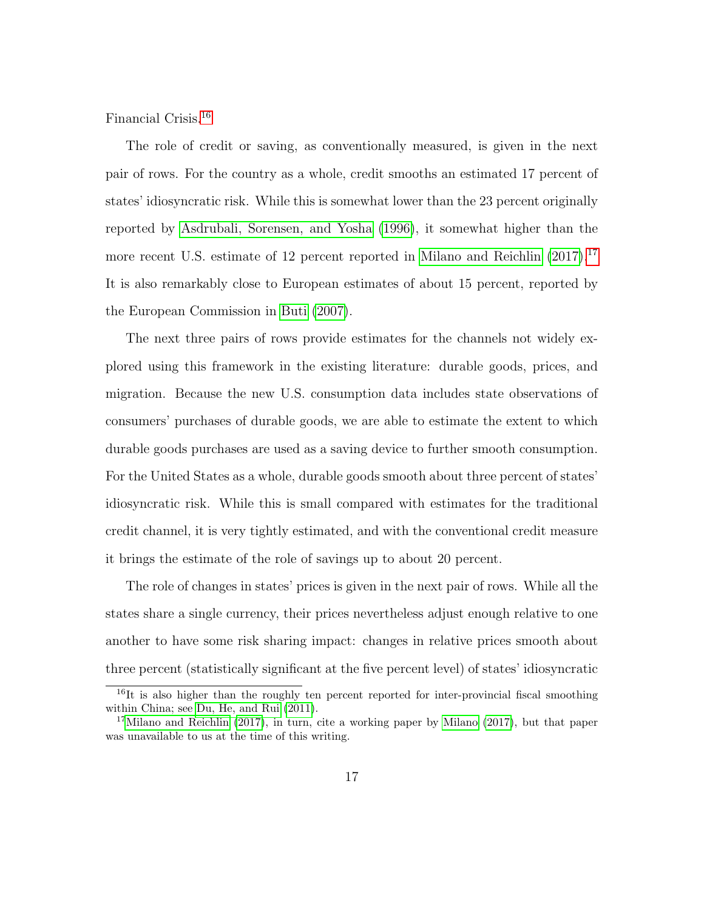Financial Crisis.[16]

The role of credit or saving, as conventionally measured, is given in the next pair of rows. For the country as a whole, credit smooths an estimated 17 percent of states' idiosyncratic risk. While this is somewhat lower than the 23 percent originally reported by Asdrubali, Sorensen, and Yosha (1996), it somewhat higher than the more recent U.S. estimate of 12 percent reported in Milano and Reichlin (2017).[17] It is also remarkably close to European estimates of about 15 percent, reported by the European Commission in Buti (2007).

The next three pairs of rows provide estimates for the channels not widely explored using this framework in the existing literature: durable goods, prices, and migration. Because the new U.S. consumption data includes state observations of consumers' purchases of durable goods, we are able to estimate the extent to which durable goods purchases are used as a saving device to further smooth consumption. For the United States as a whole, durable goods smooth about three percent of states' idiosyncratic risk. While this is small compared with estimates for the traditional credit channel, it is very tightly estimated, and with the conventional credit measure it brings the estimate of the role of savings up to about 20 percent.

The role of changes in states' prices is given in the next pair of rows. While all the states share a single currency, their prices nevertheless adjust enough relative to one another to have some risk sharing impact: changes in relative prices smooth about three percent (statistically significant at the five percent level) of states' idiosyncratic

[16] It is also higher than the roughly ten percent reported for inter-provincial fiscal smoothing within China; see Du, He, and Rui (2011).

[17] Milano and Reichlin (2017), in turn, cite a working paper by Milano (2017), but that paper was unavailable to us at the time of this writing.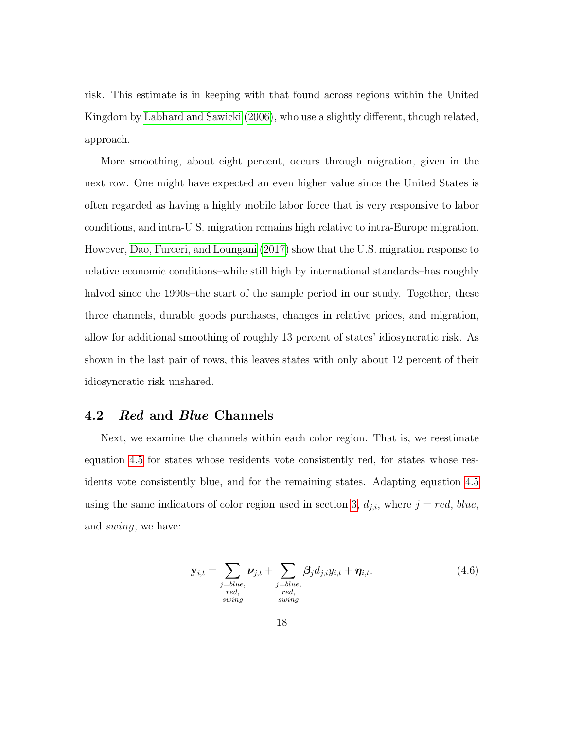risk. This estimate is in keeping with that found across regions within the United Kingdom by Labhard and Sawicki (2006), who use a slightly different, though related, approach.

More smoothing, about eight percent, occurs through migration, given in the next row. One might have expected an even higher value since the United States is often regarded as having a highly mobile labor force that is very responsive to labor conditions, and intra-U.S. migration remains high relative to intra-Europe migration. However, Dao, Furceri, and Loungani (2017) show that the U.S. migration response to relative economic conditions–while still high by international standards–has roughly halved since the 1990s–the start of the sample period in our study. Together, these three channels, durable goods purchases, changes in relative prices, and migration, allow for additional smoothing of roughly 13 percent of states' idiosyncratic risk. As shown in the last pair of rows, this leaves states with only about 12 percent of their idiosyncratic risk unshared.

## 4.2 *Red* and *Blue* Channels

Next, we examine the channels within each color region. That is, we reestimate equation 4.5 for states whose residents vote consistently red, for states whose residents vote consistently blue, and for the remaining states. Adapting equation 4.5 using the same indicators of color region used in section 3, $d_{j,i}$, where $j = red$, $blue$, and $swing$, we have:

$$\mathbf{y}_{i,t} = \sum_{\substack{j=blue,\\ red,\\ swing}} \boldsymbol{\nu}_{j,t} + \sum_{\substack{j=blue,\\ red,\\ swing}} \boldsymbol{\beta}_j d_{j,i} y_{i,t} + \boldsymbol{\eta}_{i,t}. \tag{4.6}$$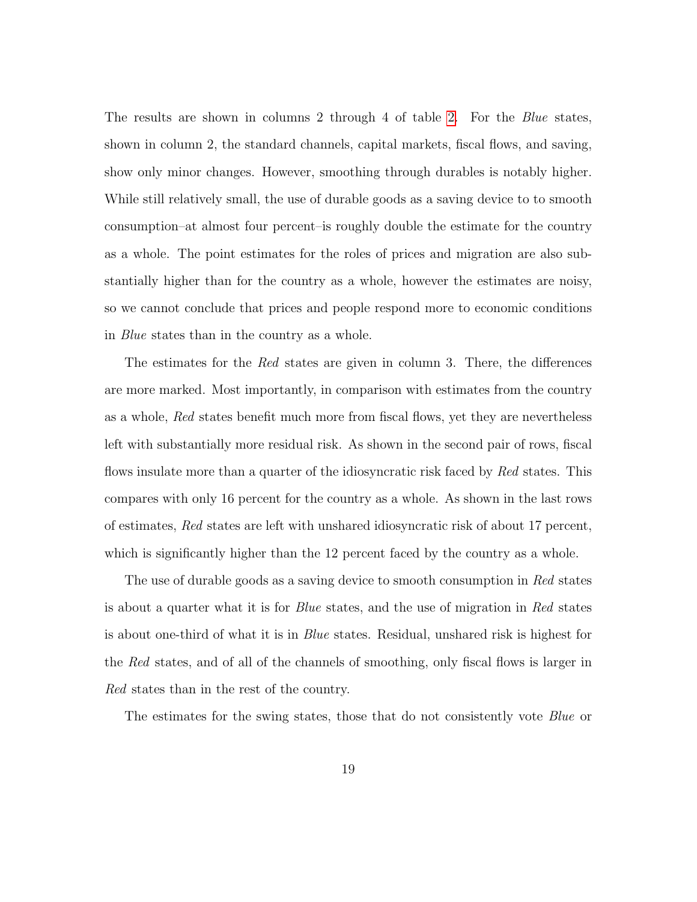The results are shown in columns 2 through 4 of table 2. For the *Blue* states, shown in column 2, the standard channels, capital markets, fiscal flows, and saving, show only minor changes. However, smoothing through durables is notably higher. While still relatively small, the use of durable goods as a saving device to to smooth consumption–at almost four percent–is roughly double the estimate for the country as a whole. The point estimates for the roles of prices and migration are also substantially higher than for the country as a whole, however the estimates are noisy, so we cannot conclude that prices and people respond more to economic conditions in *Blue* states than in the country as a whole.

The estimates for the *Red* states are given in column 3. There, the differences are more marked. Most importantly, in comparison with estimates from the country as a whole, *Red* states benefit much more from fiscal flows, yet they are nevertheless left with substantially more residual risk. As shown in the second pair of rows, fiscal flows insulate more than a quarter of the idiosyncratic risk faced by *Red* states. This compares with only 16 percent for the country as a whole. As shown in the last rows of estimates, *Red* states are left with unshared idiosyncratic risk of about 17 percent, which is significantly higher than the 12 percent faced by the country as a whole.

The use of durable goods as a saving device to smooth consumption in *Red* states is about a quarter what it is for *Blue* states, and the use of migration in *Red* states is about one-third of what it is in *Blue* states. Residual, unshared risk is highest for the *Red* states, and of all of the channels of smoothing, only fiscal flows is larger in *Red* states than in the rest of the country.

The estimates for the swing states, those that do not consistently vote *Blue* or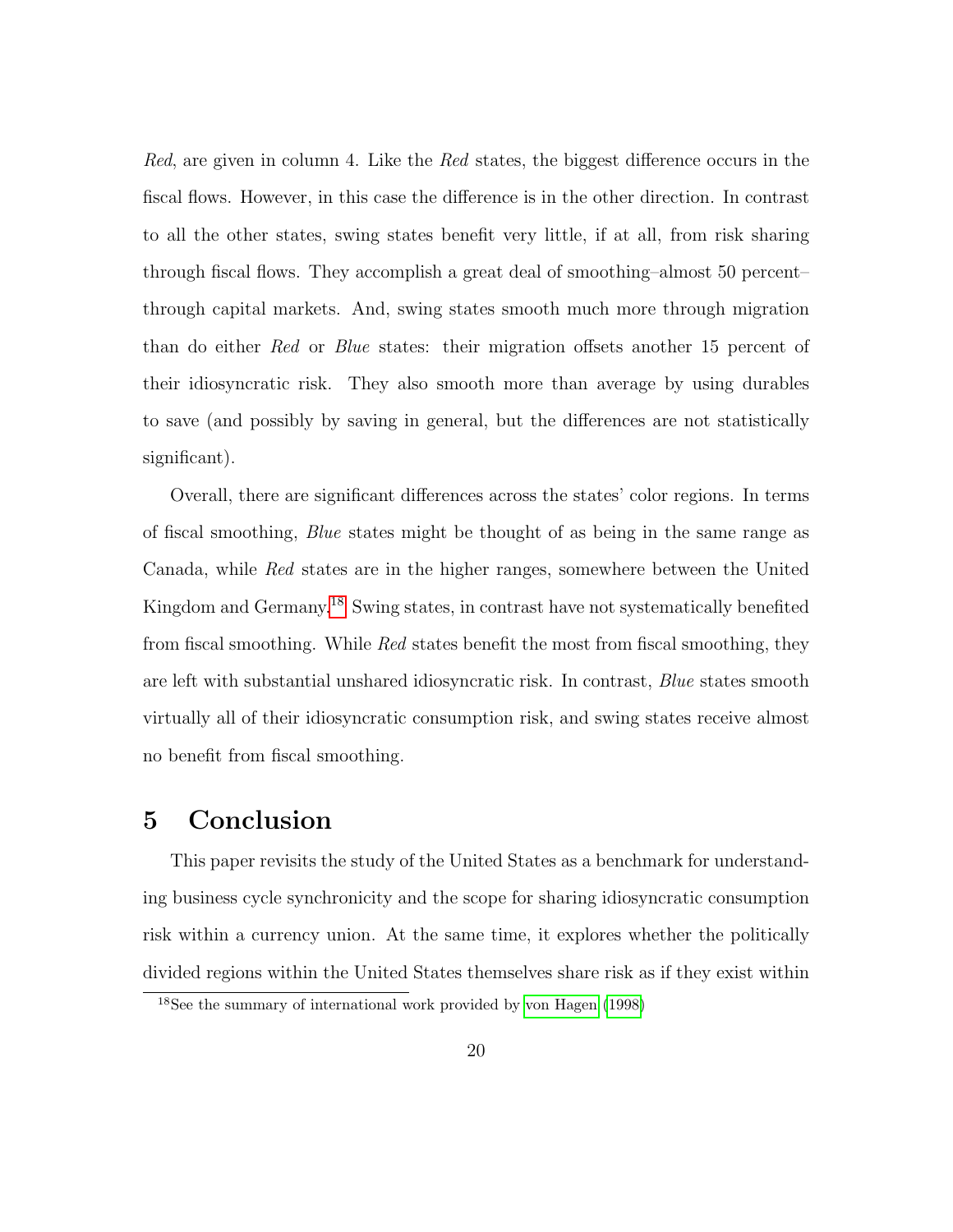*Red*, are given in column 4. Like the *Red* states, the biggest difference occurs in the fiscal flows. However, in this case the difference is in the other direction. In contrast to all the other states, swing states benefit very little, if at all, from risk sharing through fiscal flows. They accomplish a great deal of smoothing–almost 50 percent–through capital markets. And, swing states smooth much more through migration than do either *Red* or *Blue* states: their migration offsets another 15 percent of their idiosyncratic risk. They also smooth more than average by using durables to save (and possibly by saving in general, but the differences are not statistically significant).

Overall, there are significant differences across the states' color regions. In terms of fiscal smoothing, *Blue* states might be thought of as being in the same range as Canada, while *Red* states are in the higher ranges, somewhere between the United Kingdom and Germany.[18] Swing states, in contrast have not systematically benefited from fiscal smoothing. While *Red* states benefit the most from fiscal smoothing, they are left with substantial unshared idiosyncratic risk. In contrast, *Blue* states smooth virtually all of their idiosyncratic consumption risk, and swing states receive almost no benefit from fiscal smoothing.

# 5 Conclusion

This paper revisits the study of the United States as a benchmark for understanding business cycle synchronicity and the scope for sharing idiosyncratic consumption risk within a currency union. At the same time, it explores whether the politically divided regions within the United States themselves share risk as if they exist within

[18] See the summary of international work provided by von Hagen (1998)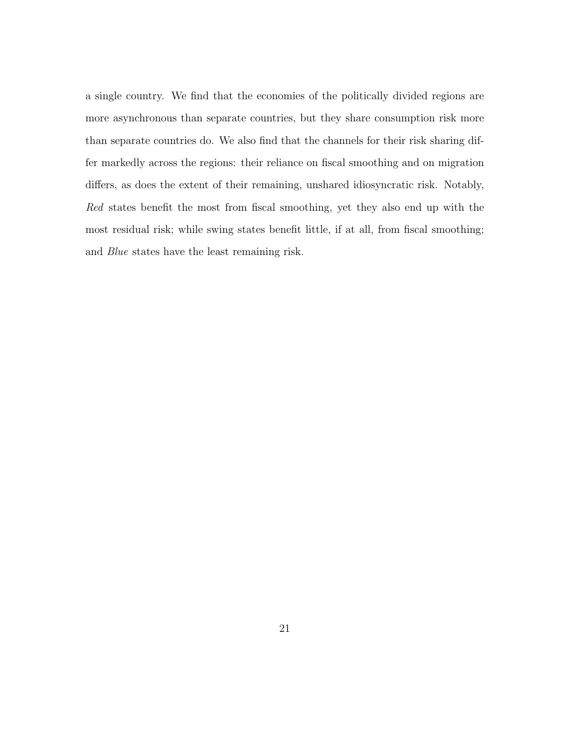a single country. We find that the economies of the politically divided regions are more asynchronous than separate countries, but they share consumption risk more than separate countries do. We also find that the channels for their risk sharing differ markedly across the regions: their reliance on fiscal smoothing and on migration differs, as does the extent of their remaining, unshared idiosyncratic risk. Notably, *Red* states benefit the most from fiscal smoothing, yet they also end up with the most residual risk; while swing states benefit little, if at all, from fiscal smoothing; and *Blue* states have the least remaining risk.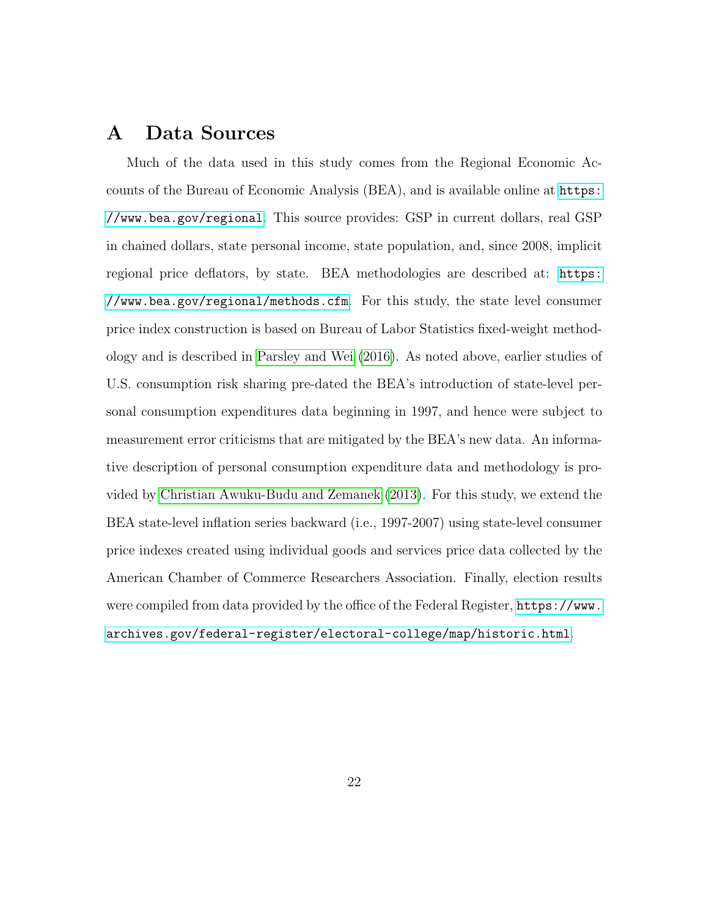# A Data Sources

Much of the data used in this study comes from the Regional Economic Accounts of the Bureau of Economic Analysis (BEA), and is available online at https://www.bea.gov/regional. This source provides: GSP in current dollars, real GSP in chained dollars, state personal income, state population, and, since 2008, implicit regional price deflators, by state. BEA methodologies are described at: https://www.bea.gov/regional/methods.cfm. For this study, the state level consumer price index construction is based on Bureau of Labor Statistics fixed-weight methodology and is described in Parsley and Wei (2016). As noted above, earlier studies of U.S. consumption risk sharing pre-dated the BEA's introduction of state-level personal consumption expenditures data beginning in 1997, and hence were subject to measurement error criticisms that are mitigated by the BEA's new data. An informative description of personal consumption expenditure data and methodology is provided by Christian Awuku-Budu and Zemanek (2013). For this study, we extend the BEA state-level inflation series backward (i.e., 1997-2007) using state-level consumer price indexes created using individual goods and services price data collected by the American Chamber of Commerce Researchers Association. Finally, election results were compiled from data provided by the office of the Federal Register, https://www.archives.gov/federal-register/electoral-college/map/historic.html.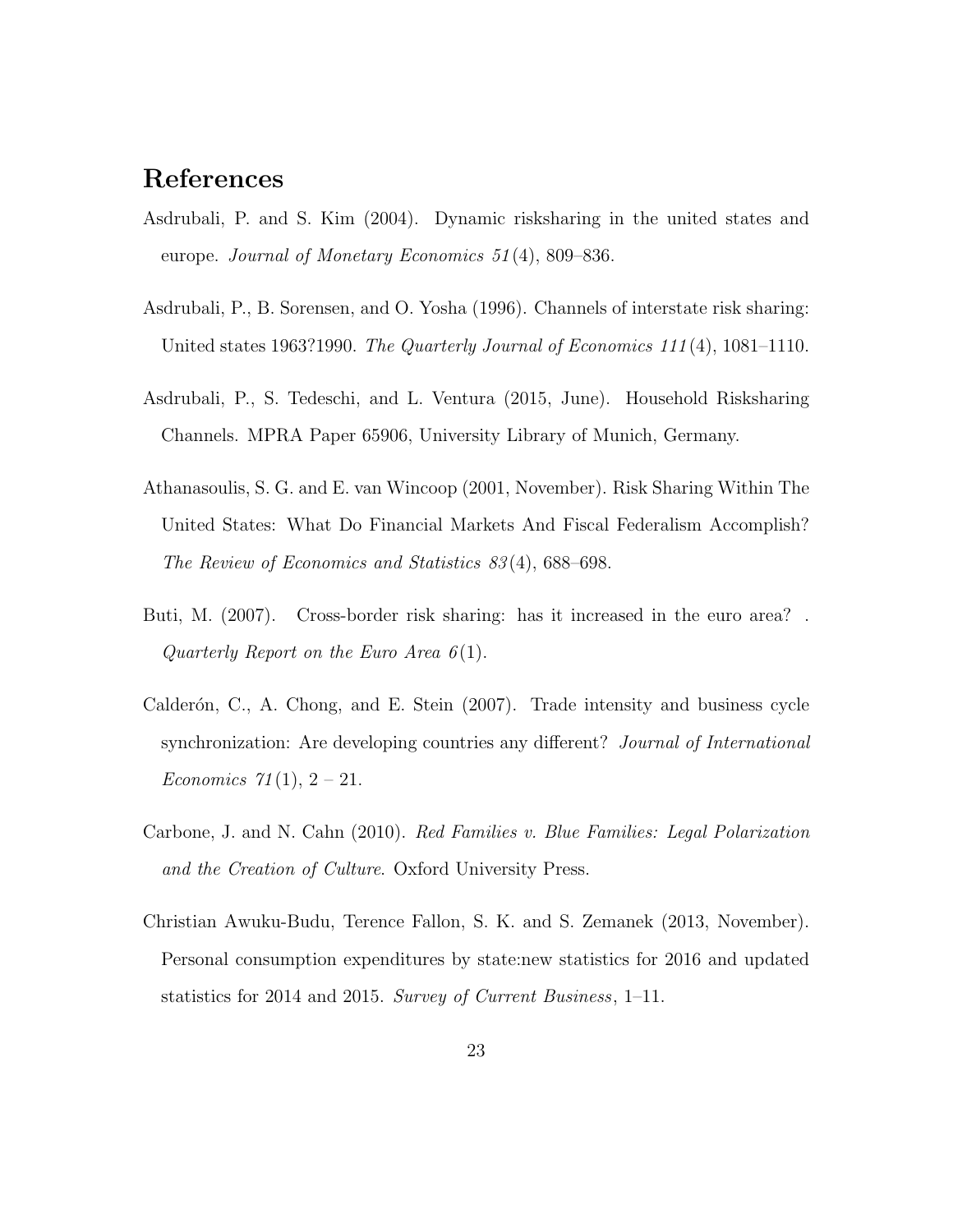## References

Asdrubali, P. and S. Kim (2004). Dynamic risksharing in the united states and europe. *Journal of Monetary Economics 51*(4), 809–836.

Asdrubali, P., B. Sorensen, and O. Yosha (1996). Channels of interstate risk sharing: United states 1963?1990. *The Quarterly Journal of Economics 111*(4), 1081–1110.

Asdrubali, P., S. Tedeschi, and L. Ventura (2015, June). Household Risksharing Channels. MPRA Paper 65906, University Library of Munich, Germany.

Athanasoulis, S. G. and E. van Wincoop (2001, November). Risk Sharing Within The United States: What Do Financial Markets And Fiscal Federalism Accomplish? *The Review of Economics and Statistics 83*(4), 688–698.

Buti, M. (2007). Cross-border risk sharing: has it increased in the euro area? . *Quarterly Report on the Euro Area 6*(1).

Calderón, C., A. Chong, and E. Stein (2007). Trade intensity and business cycle synchronization: Are developing countries any different? *Journal of International Economics 71*(1), 2 – 21.

Carbone, J. and N. Cahn (2010). *Red Families v. Blue Families: Legal Polarization and the Creation of Culture*. Oxford University Press.

Christian Awuku-Budu, Terence Fallon, S. K. and S. Zemanek (2013, November). Personal consumption expenditures by state:new statistics for 2016 and updated statistics for 2014 and 2015. *Survey of Current Business*, 1–11.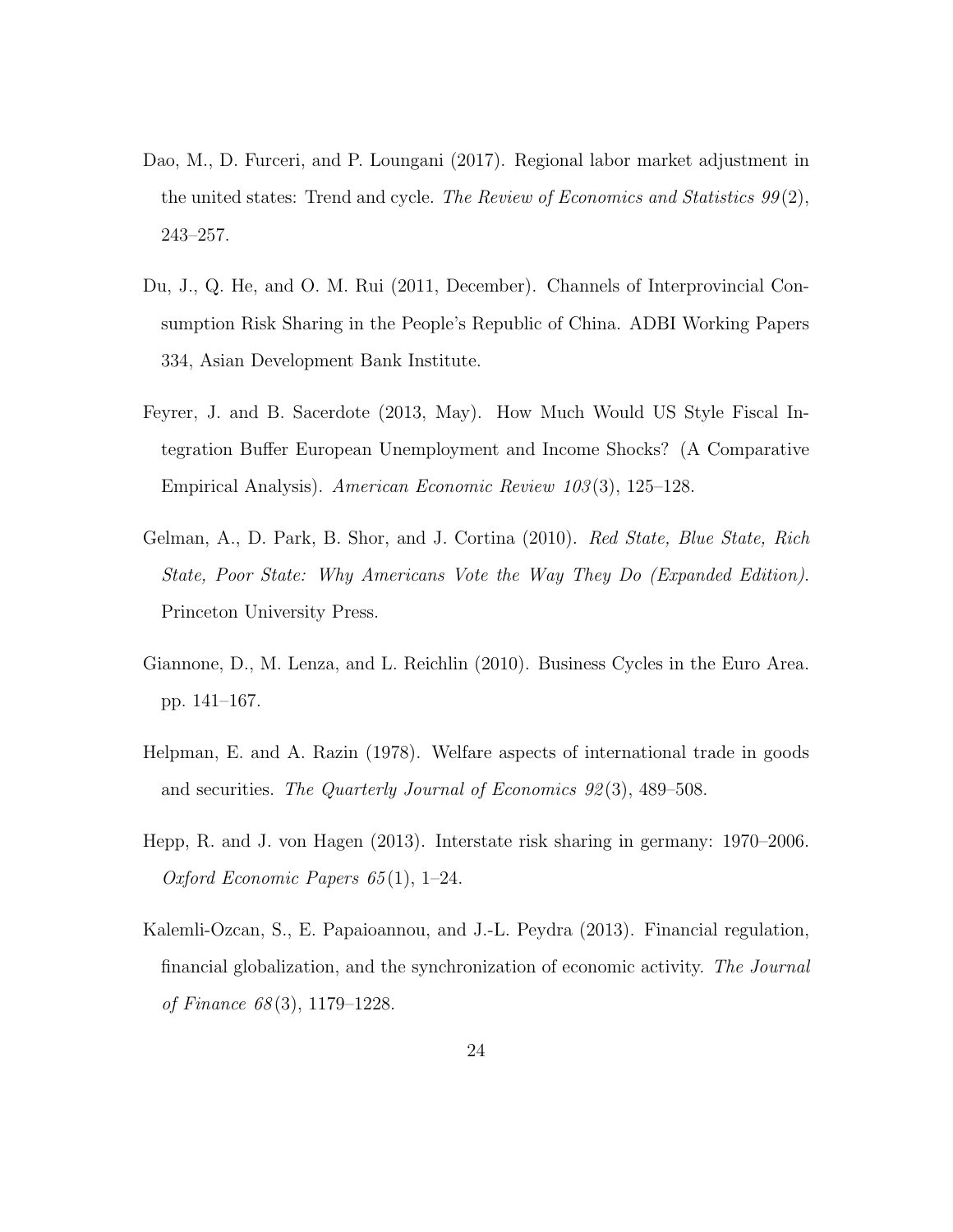Dao, M., D. Furceri, and P. Loungani (2017). Regional labor market adjustment in the united states: Trend and cycle. *The Review of Economics and Statistics 99*(2), 243–257.

Du, J., Q. He, and O. M. Rui (2011, December). Channels of Interprovincial Consumption Risk Sharing in the People's Republic of China. ADBI Working Papers 334, Asian Development Bank Institute.

Feyrer, J. and B. Sacerdote (2013, May). How Much Would US Style Fiscal Integration Buffer European Unemployment and Income Shocks? (A Comparative Empirical Analysis). *American Economic Review 103*(3), 125–128.

Gelman, A., D. Park, B. Shor, and J. Cortina (2010). *Red State, Blue State, Rich State, Poor State: Why Americans Vote the Way They Do (Expanded Edition)*. Princeton University Press.

Giannone, D., M. Lenza, and L. Reichlin (2010). Business Cycles in the Euro Area. pp. 141–167.

Helpman, E. and A. Razin (1978). Welfare aspects of international trade in goods and securities. *The Quarterly Journal of Economics 92*(3), 489–508.

Hepp, R. and J. von Hagen (2013). Interstate risk sharing in germany: 1970–2006. *Oxford Economic Papers 65*(1), 1–24.

Kalemli-Ozcan, S., E. Papaioannou, and J.-L. Peydra (2013). Financial regulation, financial globalization, and the synchronization of economic activity. *The Journal of Finance 68*(3), 1179–1228.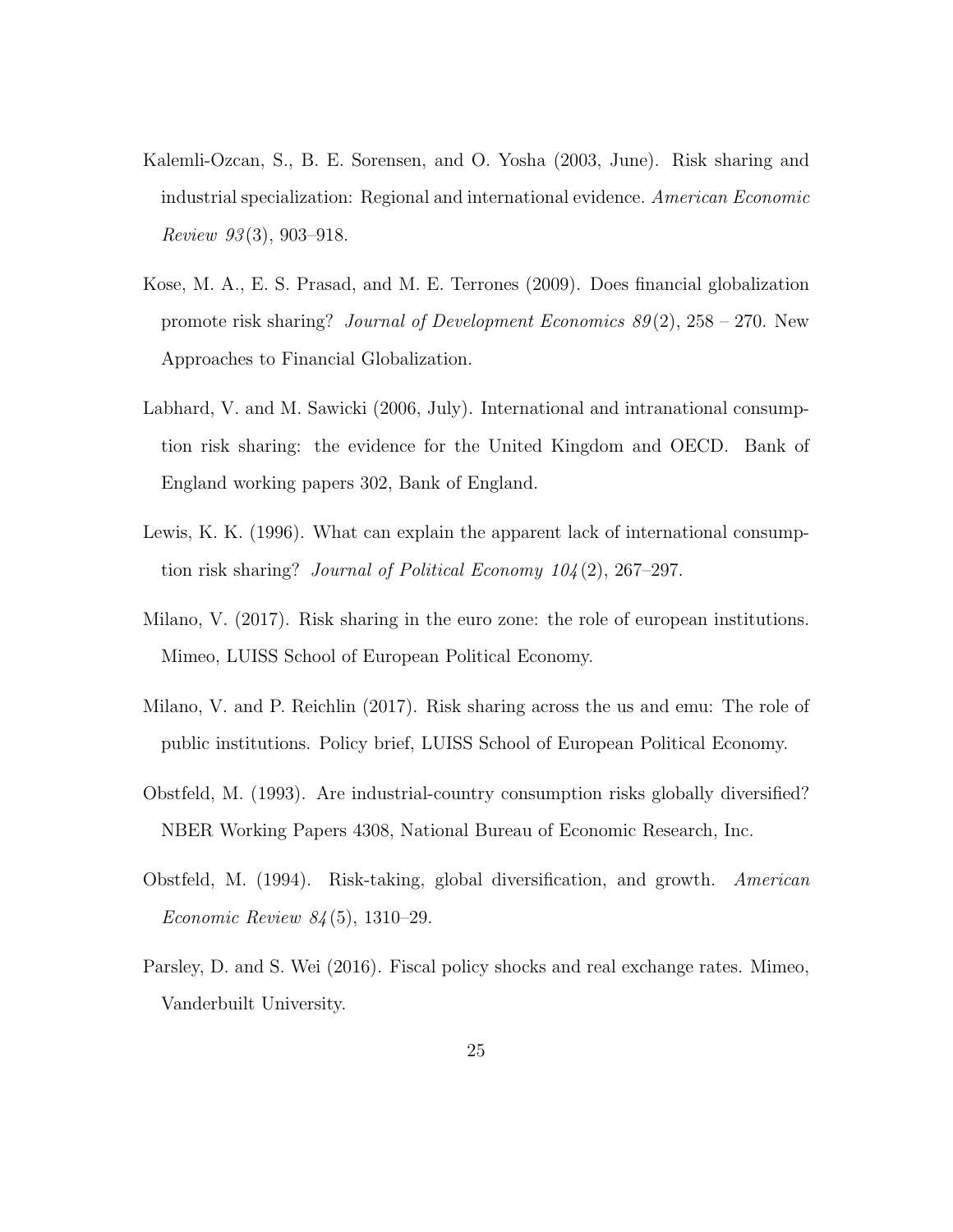Kalemli-Ozcan, S., B. E. Sorensen, and O. Yosha (2003, June). Risk sharing and industrial specialization: Regional and international evidence. *American Economic Review 93*(3), 903–918.

Kose, M. A., E. S. Prasad, and M. E. Terrones (2009). Does financial globalization promote risk sharing? *Journal of Development Economics 89*(2), 258 – 270. New Approaches to Financial Globalization.

Labhard, V. and M. Sawicki (2006, July). International and intranational consumption risk sharing: the evidence for the United Kingdom and OECD. Bank of England working papers 302, Bank of England.

Lewis, K. K. (1996). What can explain the apparent lack of international consumption risk sharing? *Journal of Political Economy 104*(2), 267–297.

Milano, V. (2017). Risk sharing in the euro zone: the role of european institutions. Mimeo, LUISS School of European Political Economy.

Milano, V. and P. Reichlin (2017). Risk sharing across the us and emu: The role of public institutions. Policy brief, LUISS School of European Political Economy.

Obstfeld, M. (1993). Are industrial-country consumption risks globally diversified? NBER Working Papers 4308, National Bureau of Economic Research, Inc.

Obstfeld, M. (1994). Risk-taking, global diversification, and growth. *American Economic Review 84*(5), 1310–29.

Parsley, D. and S. Wei (2016). Fiscal policy shocks and real exchange rates. Mimeo, Vanderbuilt University.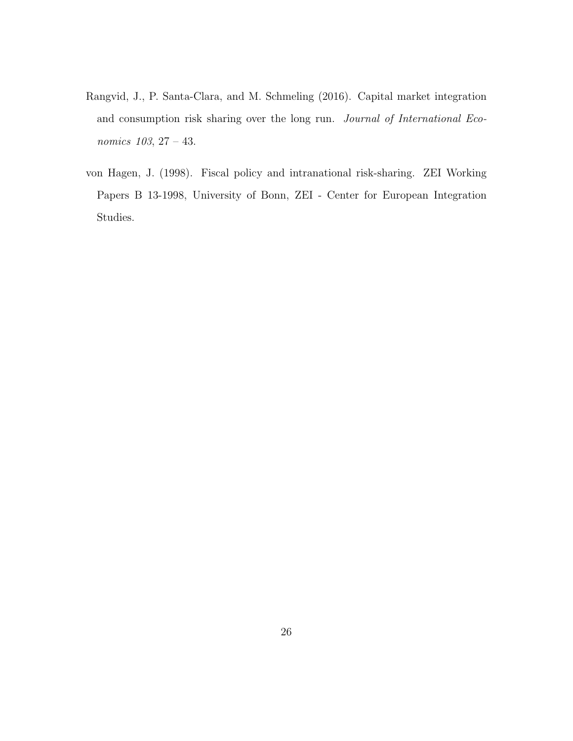Rangvid, J., P. Santa-Clara, and M. Schmeling (2016). Capital market integration and consumption risk sharing over the long run. *Journal of International Economics 103*, 27 – 43.

von Hagen, J. (1998). Fiscal policy and intranational risk-sharing. ZEI Working Papers B 13-1998, University of Bonn, ZEI - Center for European Integration Studies.